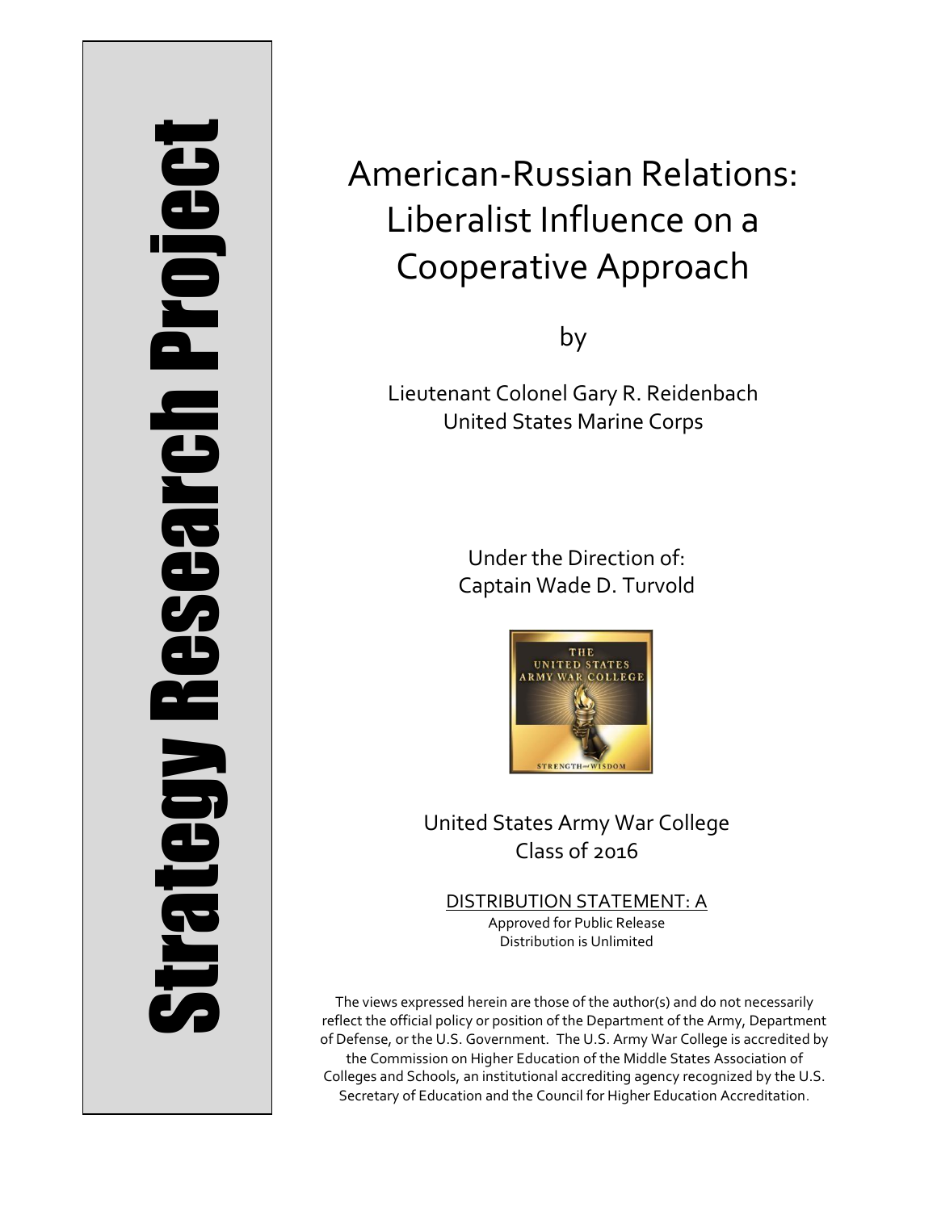Strategy Research Project

# American-Russian Relations: Liberalist Influence on a Cooperative Approach

by

Lieutenant Colonel Gary R. Reidenbach
United States Marine Corps

Under the Direction of:
Captain Wade D. Turvold

United States Army War College
Class of 2016

DISTRIBUTION STATEMENT: A
Approved for Public Release
Distribution is Unlimited

The views expressed herein are those of the author(s) and do not necessarily reflect the official policy or position of the Department of the Army, Department of Defense, or the U.S. Government. The U.S. Army War College is accredited by the Commission on Higher Education of the Middle States Association of Colleges and Schools, an institutional accrediting agency recognized by the U.S. Secretary of Education and the Council for Higher Education Accreditation.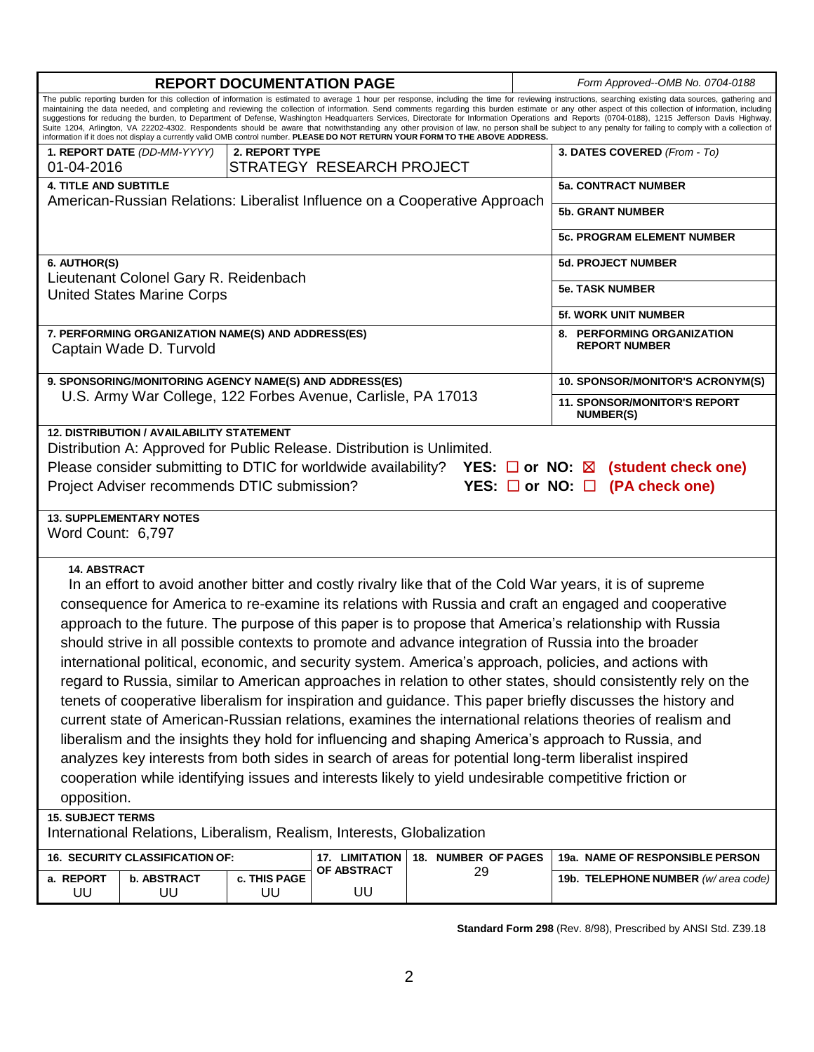# REPORT DOCUMENTATION PAGE

*Form Approved--OMB No. 0704-0188*

The public reporting burden for this collection of information is estimated to average 1 hour per response, including the time for reviewing instructions, searching existing data sources, gathering and maintaining the data needed, and completing and reviewing the collection of information. Send comments regarding this burden estimate or any other aspect of this collection of information, including suggestions for reducing the burden, to Department of Defense, Washington Headquarters Services, Directorate for Information Operations and Reports (0704-0188), 1215 Jefferson Davis Highway, Suite 1204, Arlington, VA 22202-4302. Respondents should be aware that notwithstanding any other provision of law, no person shall be subject to any penalty for failing to comply with a collection of information if it does not display a currently valid OMB control number. **PLEASE DO NOT RETURN YOUR FORM TO THE ABOVE ADDRESS.**

| **1. REPORT DATE** *(DD-MM-YYYY)* | **2. REPORT TYPE** | **3. DATES COVERED** *(From - To)* |
|---|---|---|
| 01-04-2016 | STRATEGY RESEARCH PROJECT | |

**4. TITLE AND SUBTITLE**
American-Russian Relations: Liberalist Influence on a Cooperative Approach

**5a. CONTRACT NUMBER**

**5b. GRANT NUMBER**

**5c. PROGRAM ELEMENT NUMBER**

**6. AUTHOR(S)**
Lieutenant Colonel Gary R. Reidenbach
United States Marine Corps

**5d. PROJECT NUMBER**

**5e. TASK NUMBER**

**5f. WORK UNIT NUMBER**

**7. PERFORMING ORGANIZATION NAME(S) AND ADDRESS(ES)**
Captain Wade D. Turvold

**8. PERFORMING ORGANIZATION REPORT NUMBER**

**9. SPONSORING/MONITORING AGENCY NAME(S) AND ADDRESS(ES)**
U.S. Army War College, 122 Forbes Avenue, Carlisle, PA 17013

**10. SPONSOR/MONITOR'S ACRONYM(S)**

**11. SPONSOR/MONITOR'S REPORT NUMBER(S)**

**12. DISTRIBUTION / AVAILABILITY STATEMENT**
Distribution A: Approved for Public Release. Distribution is Unlimited.
Please consider submitting to DTIC for worldwide availability? **YES: ☐ or NO: ☒ (student check one)**
Project Adviser recommends DTIC submission? **YES: ☐ or NO: ☐ (PA check one)**

**13. SUPPLEMENTARY NOTES**
Word Count: 6,797

**14. ABSTRACT**
In an effort to avoid another bitter and costly rivalry like that of the Cold War years, it is of supreme consequence for America to re-examine its relations with Russia and craft an engaged and cooperative approach to the future. The purpose of this paper is to propose that America's relationship with Russia should strive in all possible contexts to promote and advance integration of Russia into the broader international political, economic, and security system. America's approach, policies, and actions with regard to Russia, similar to American approaches in relation to other states, should consistently rely on the tenets of cooperative liberalism for inspiration and guidance. This paper briefly discusses the history and current state of American-Russian relations, examines the international relations theories of realism and liberalism and the insights they hold for influencing and shaping America's approach to Russia, and analyzes key interests from both sides in search of areas for potential long-term liberalist inspired cooperation while identifying issues and interests likely to yield undesirable competitive friction or opposition.

**15. SUBJECT TERMS**
International Relations, Liberalism, Realism, Interests, Globalization

| **16. SECURITY CLASSIFICATION OF:** | | | **17. LIMITATION OF ABSTRACT** | **18. NUMBER OF PAGES** | **19a. NAME OF RESPONSIBLE PERSON** |
|---|---|---|---|---|---|
| **a. REPORT** | **b. ABSTRACT** | **c. THIS PAGE** | | | **19b. TELEPHONE NUMBER** *(w/ area code)* |
| UU | UU | UU | UU | 29 | |

**Standard Form 298** (Rev. 8/98), Prescribed by ANSI Std. Z39.18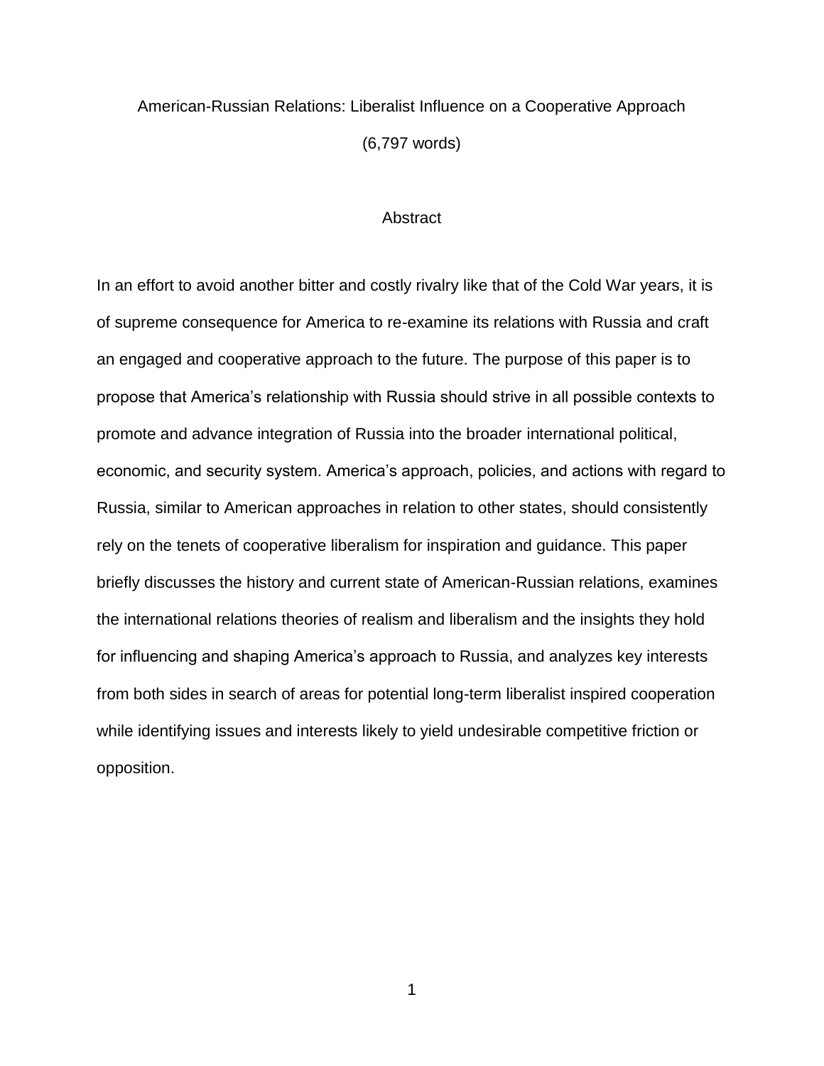# American-Russian Relations: Liberalist Influence on a Cooperative Approach

(6,797 words)

## Abstract

In an effort to avoid another bitter and costly rivalry like that of the Cold War years, it is of supreme consequence for America to re-examine its relations with Russia and craft an engaged and cooperative approach to the future. The purpose of this paper is to propose that America's relationship with Russia should strive in all possible contexts to promote and advance integration of Russia into the broader international political, economic, and security system. America's approach, policies, and actions with regard to Russia, similar to American approaches in relation to other states, should consistently rely on the tenets of cooperative liberalism for inspiration and guidance. This paper briefly discusses the history and current state of American-Russian relations, examines the international relations theories of realism and liberalism and the insights they hold for influencing and shaping America's approach to Russia, and analyzes key interests from both sides in search of areas for potential long-term liberalist inspired cooperation while identifying issues and interests likely to yield undesirable competitive friction or opposition.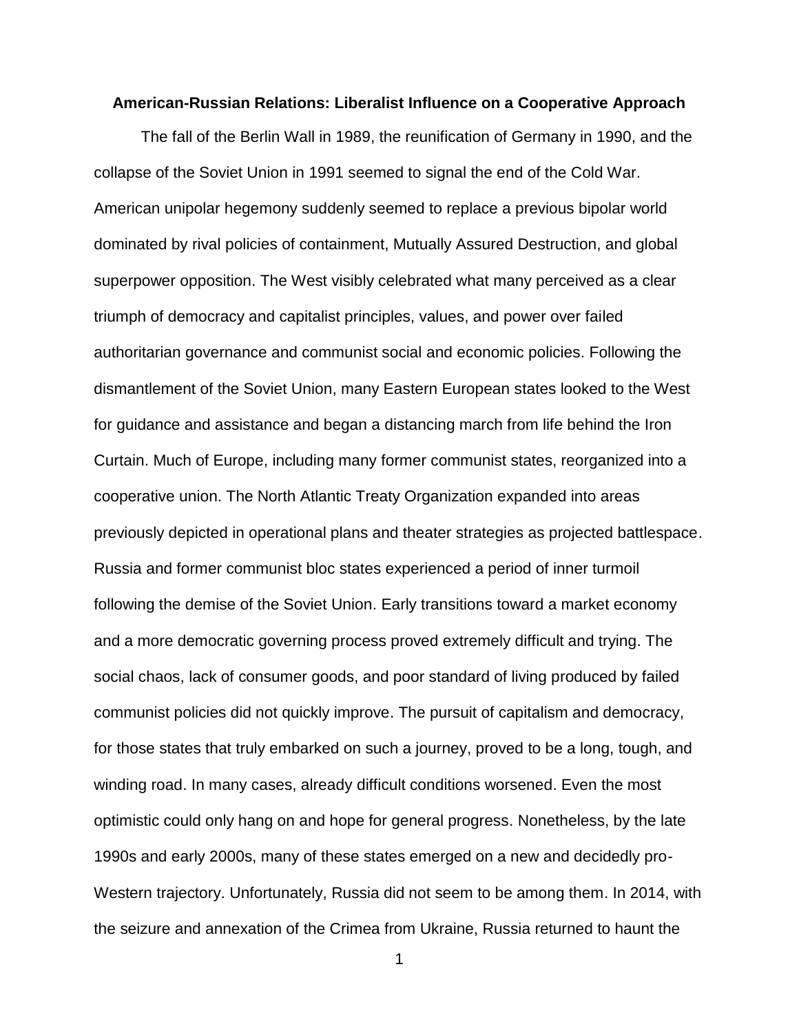**American-Russian Relations: Liberalist Influence on a Cooperative Approach**

The fall of the Berlin Wall in 1989, the reunification of Germany in 1990, and the collapse of the Soviet Union in 1991 seemed to signal the end of the Cold War. American unipolar hegemony suddenly seemed to replace a previous bipolar world dominated by rival policies of containment, Mutually Assured Destruction, and global superpower opposition. The West visibly celebrated what many perceived as a clear triumph of democracy and capitalist principles, values, and power over failed authoritarian governance and communist social and economic policies. Following the dismantlement of the Soviet Union, many Eastern European states looked to the West for guidance and assistance and began a distancing march from life behind the Iron Curtain. Much of Europe, including many former communist states, reorganized into a cooperative union. The North Atlantic Treaty Organization expanded into areas previously depicted in operational plans and theater strategies as projected battlespace. Russia and former communist bloc states experienced a period of inner turmoil following the demise of the Soviet Union. Early transitions toward a market economy and a more democratic governing process proved extremely difficult and trying. The social chaos, lack of consumer goods, and poor standard of living produced by failed communist policies did not quickly improve. The pursuit of capitalism and democracy, for those states that truly embarked on such a journey, proved to be a long, tough, and winding road. In many cases, already difficult conditions worsened. Even the most optimistic could only hang on and hope for general progress. Nonetheless, by the late 1990s and early 2000s, many of these states emerged on a new and decidedly pro-Western trajectory. Unfortunately, Russia did not seem to be among them. In 2014, with the seizure and annexation of the Crimea from Ukraine, Russia returned to haunt the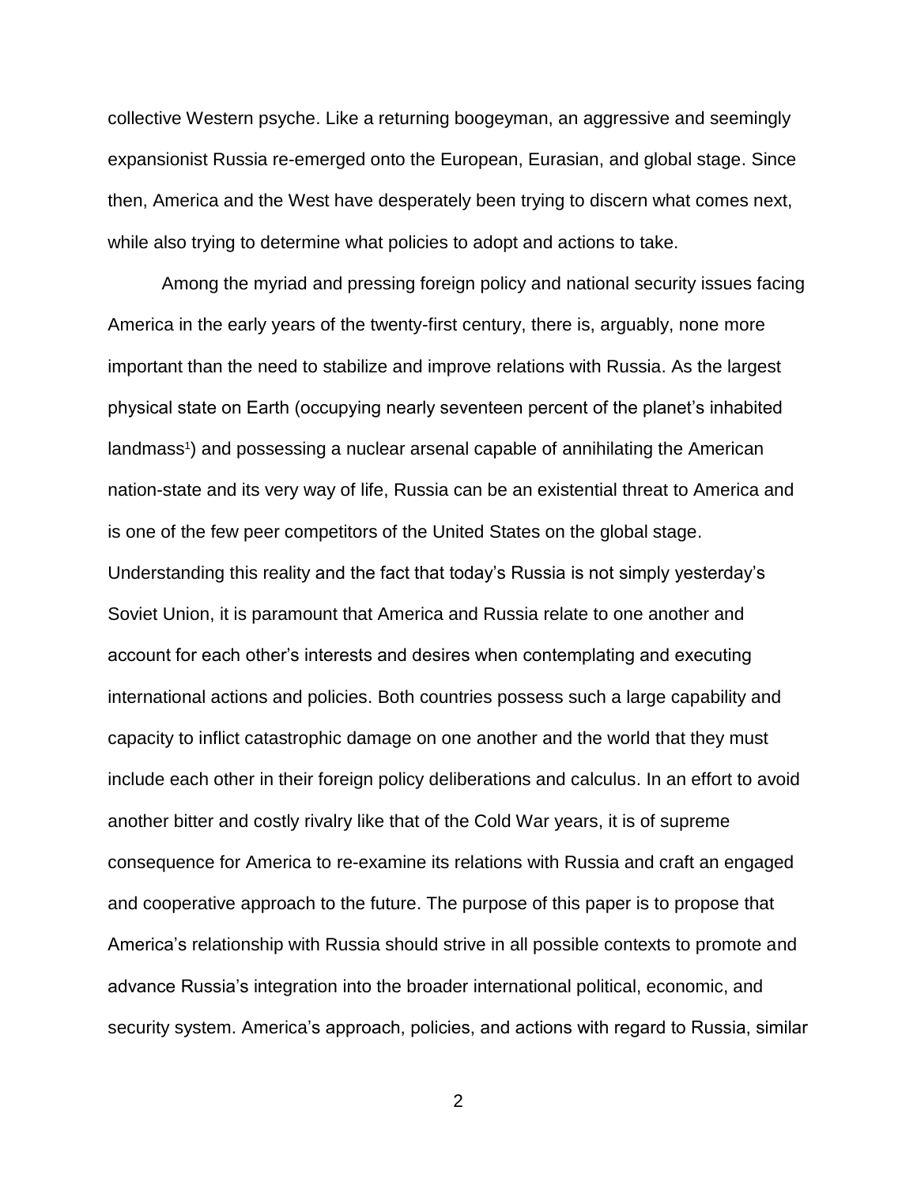collective Western psyche. Like a returning boogeyman, an aggressive and seemingly expansionist Russia re-emerged onto the European, Eurasian, and global stage. Since then, America and the West have desperately been trying to discern what comes next, while also trying to determine what policies to adopt and actions to take.

Among the myriad and pressing foreign policy and national security issues facing America in the early years of the twenty-first century, there is, arguably, none more important than the need to stabilize and improve relations with Russia. As the largest physical state on Earth (occupying nearly seventeen percent of the planet's inhabited landmass[1]) and possessing a nuclear arsenal capable of annihilating the American nation-state and its very way of life, Russia can be an existential threat to America and is one of the few peer competitors of the United States on the global stage. Understanding this reality and the fact that today's Russia is not simply yesterday's Soviet Union, it is paramount that America and Russia relate to one another and account for each other's interests and desires when contemplating and executing international actions and policies. Both countries possess such a large capability and capacity to inflict catastrophic damage on one another and the world that they must include each other in their foreign policy deliberations and calculus. In an effort to avoid another bitter and costly rivalry like that of the Cold War years, it is of supreme consequence for America to re-examine its relations with Russia and craft an engaged and cooperative approach to the future. The purpose of this paper is to propose that America's relationship with Russia should strive in all possible contexts to promote and advance Russia's integration into the broader international political, economic, and security system. America's approach, policies, and actions with regard to Russia, similar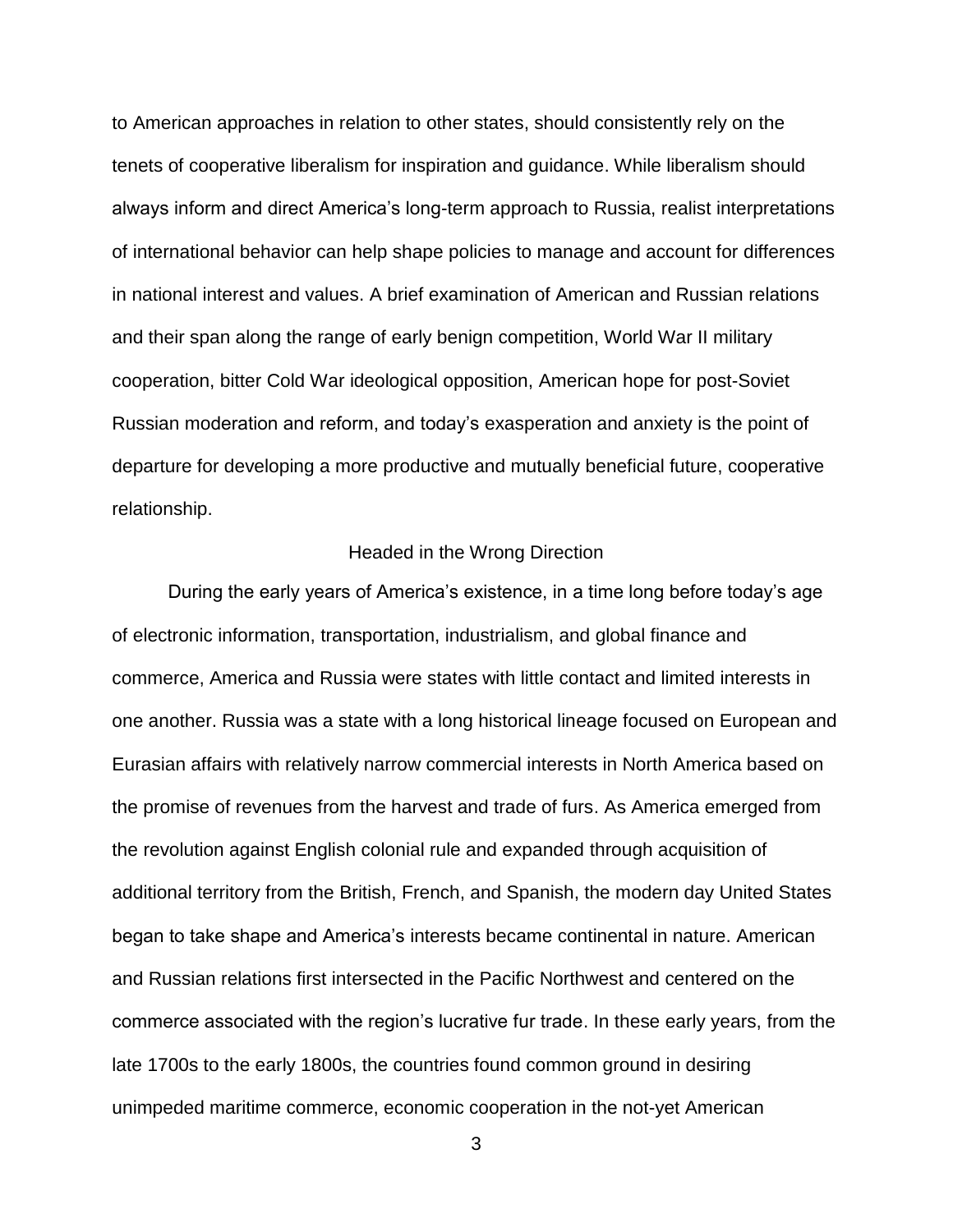to American approaches in relation to other states, should consistently rely on the tenets of cooperative liberalism for inspiration and guidance. While liberalism should always inform and direct America's long-term approach to Russia, realist interpretations of international behavior can help shape policies to manage and account for differences in national interest and values. A brief examination of American and Russian relations and their span along the range of early benign competition, World War II military cooperation, bitter Cold War ideological opposition, American hope for post-Soviet Russian moderation and reform, and today's exasperation and anxiety is the point of departure for developing a more productive and mutually beneficial future, cooperative relationship.

## Headed in the Wrong Direction

During the early years of America's existence, in a time long before today's age of electronic information, transportation, industrialism, and global finance and commerce, America and Russia were states with little contact and limited interests in one another. Russia was a state with a long historical lineage focused on European and Eurasian affairs with relatively narrow commercial interests in North America based on the promise of revenues from the harvest and trade of furs. As America emerged from the revolution against English colonial rule and expanded through acquisition of additional territory from the British, French, and Spanish, the modern day United States began to take shape and America's interests became continental in nature. American and Russian relations first intersected in the Pacific Northwest and centered on the commerce associated with the region's lucrative fur trade. In these early years, from the late 1700s to the early 1800s, the countries found common ground in desiring unimpeded maritime commerce, economic cooperation in the not-yet American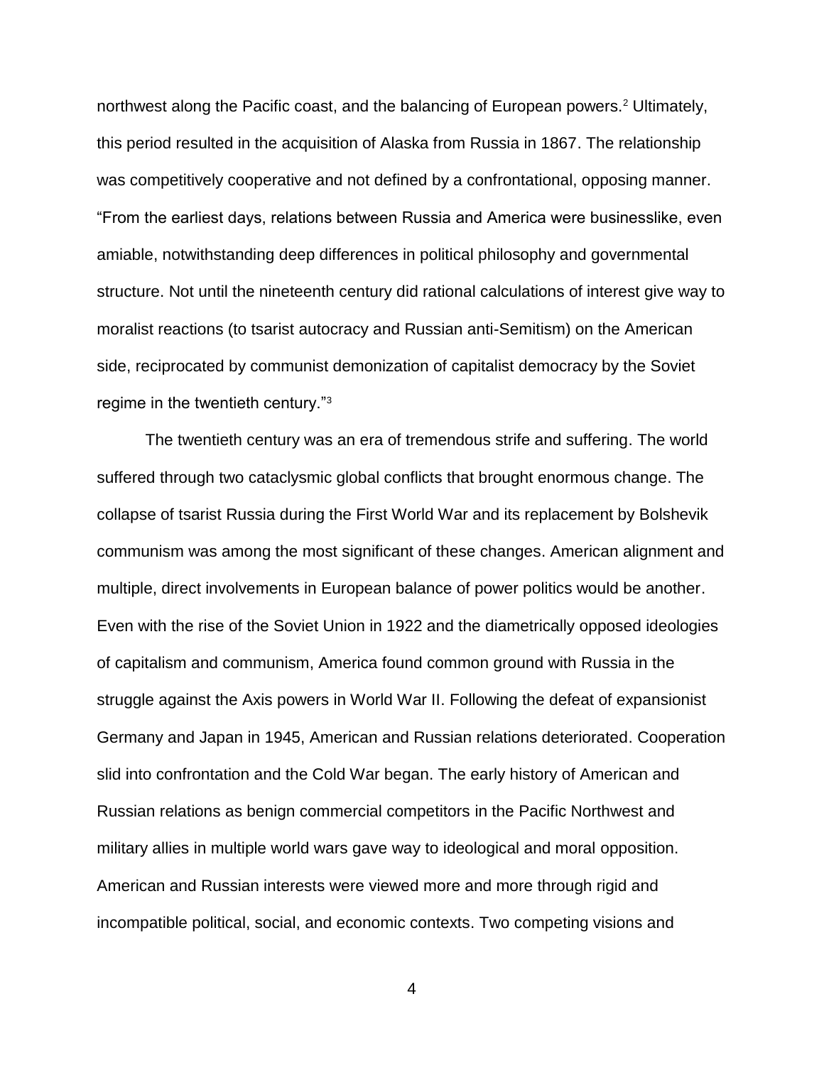northwest along the Pacific coast, and the balancing of European powers.[2] Ultimately, this period resulted in the acquisition of Alaska from Russia in 1867. The relationship was competitively cooperative and not defined by a confrontational, opposing manner. "From the earliest days, relations between Russia and America were businesslike, even amiable, notwithstanding deep differences in political philosophy and governmental structure. Not until the nineteenth century did rational calculations of interest give way to moralist reactions (to tsarist autocracy and Russian anti-Semitism) on the American side, reciprocated by communist demonization of capitalist democracy by the Soviet regime in the twentieth century."[3]

The twentieth century was an era of tremendous strife and suffering. The world suffered through two cataclysmic global conflicts that brought enormous change. The collapse of tsarist Russia during the First World War and its replacement by Bolshevik communism was among the most significant of these changes. American alignment and multiple, direct involvements in European balance of power politics would be another. Even with the rise of the Soviet Union in 1922 and the diametrically opposed ideologies of capitalism and communism, America found common ground with Russia in the struggle against the Axis powers in World War II. Following the defeat of expansionist Germany and Japan in 1945, American and Russian relations deteriorated. Cooperation slid into confrontation and the Cold War began. The early history of American and Russian relations as benign commercial competitors in the Pacific Northwest and military allies in multiple world wars gave way to ideological and moral opposition. American and Russian interests were viewed more and more through rigid and incompatible political, social, and economic contexts. Two competing visions and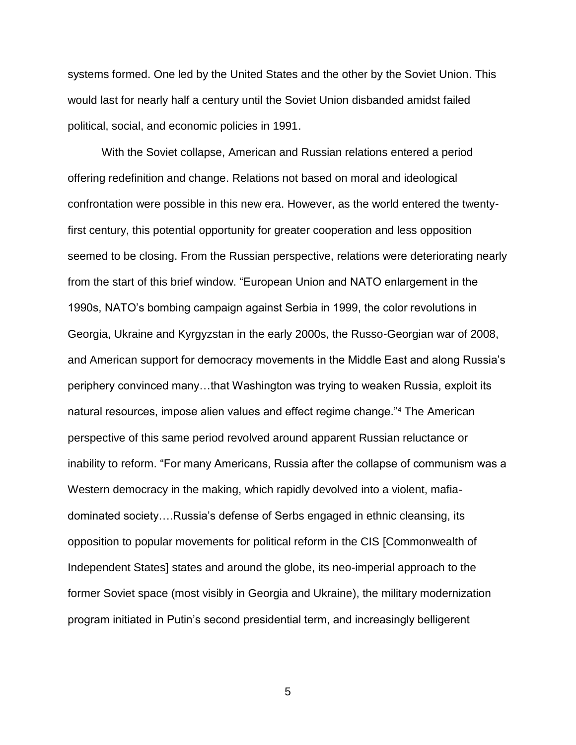systems formed. One led by the United States and the other by the Soviet Union. This would last for nearly half a century until the Soviet Union disbanded amidst failed political, social, and economic policies in 1991.

With the Soviet collapse, American and Russian relations entered a period offering redefinition and change. Relations not based on moral and ideological confrontation were possible in this new era. However, as the world entered the twenty-first century, this potential opportunity for greater cooperation and less opposition seemed to be closing. From the Russian perspective, relations were deteriorating nearly from the start of this brief window. "European Union and NATO enlargement in the 1990s, NATO's bombing campaign against Serbia in 1999, the color revolutions in Georgia, Ukraine and Kyrgyzstan in the early 2000s, the Russo-Georgian war of 2008, and American support for democracy movements in the Middle East and along Russia's periphery convinced many…that Washington was trying to weaken Russia, exploit its natural resources, impose alien values and effect regime change."[4] The American perspective of this same period revolved around apparent Russian reluctance or inability to reform. "For many Americans, Russia after the collapse of communism was a Western democracy in the making, which rapidly devolved into a violent, mafia-dominated society….Russia's defense of Serbs engaged in ethnic cleansing, its opposition to popular movements for political reform in the CIS [Commonwealth of Independent States] states and around the globe, its neo-imperial approach to the former Soviet space (most visibly in Georgia and Ukraine), the military modernization program initiated in Putin's second presidential term, and increasingly belligerent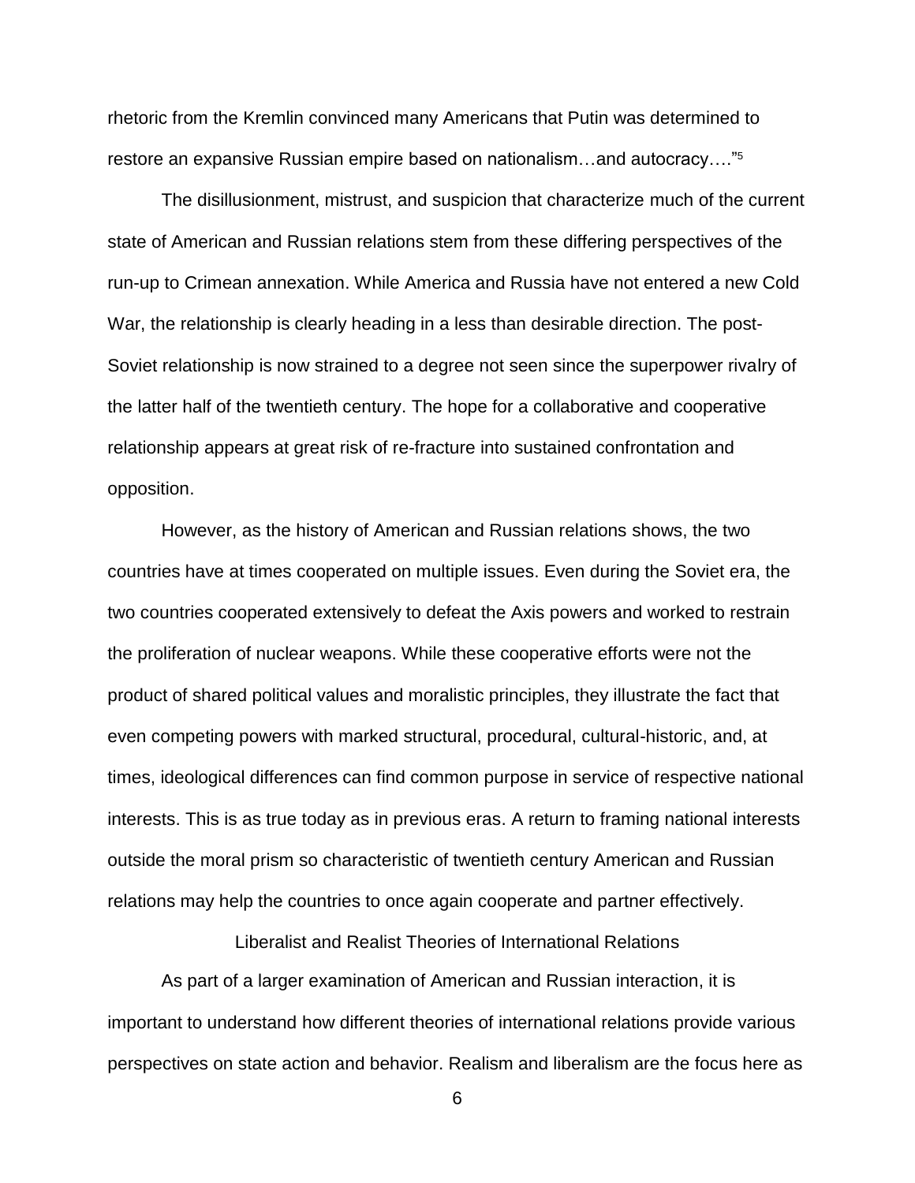rhetoric from the Kremlin convinced many Americans that Putin was determined to restore an expansive Russian empire based on nationalism…and autocracy….”[5]

The disillusionment, mistrust, and suspicion that characterize much of the current state of American and Russian relations stem from these differing perspectives of the run-up to Crimean annexation. While America and Russia have not entered a new Cold War, the relationship is clearly heading in a less than desirable direction. The post-Soviet relationship is now strained to a degree not seen since the superpower rivalry of the latter half of the twentieth century. The hope for a collaborative and cooperative relationship appears at great risk of re-fracture into sustained confrontation and opposition.

However, as the history of American and Russian relations shows, the two countries have at times cooperated on multiple issues. Even during the Soviet era, the two countries cooperated extensively to defeat the Axis powers and worked to restrain the proliferation of nuclear weapons. While these cooperative efforts were not the product of shared political values and moralistic principles, they illustrate the fact that even competing powers with marked structural, procedural, cultural-historic, and, at times, ideological differences can find common purpose in service of respective national interests. This is as true today as in previous eras. A return to framing national interests outside the moral prism so characteristic of twentieth century American and Russian relations may help the countries to once again cooperate and partner effectively.

## Liberalist and Realist Theories of International Relations

As part of a larger examination of American and Russian interaction, it is important to understand how different theories of international relations provide various perspectives on state action and behavior. Realism and liberalism are the focus here as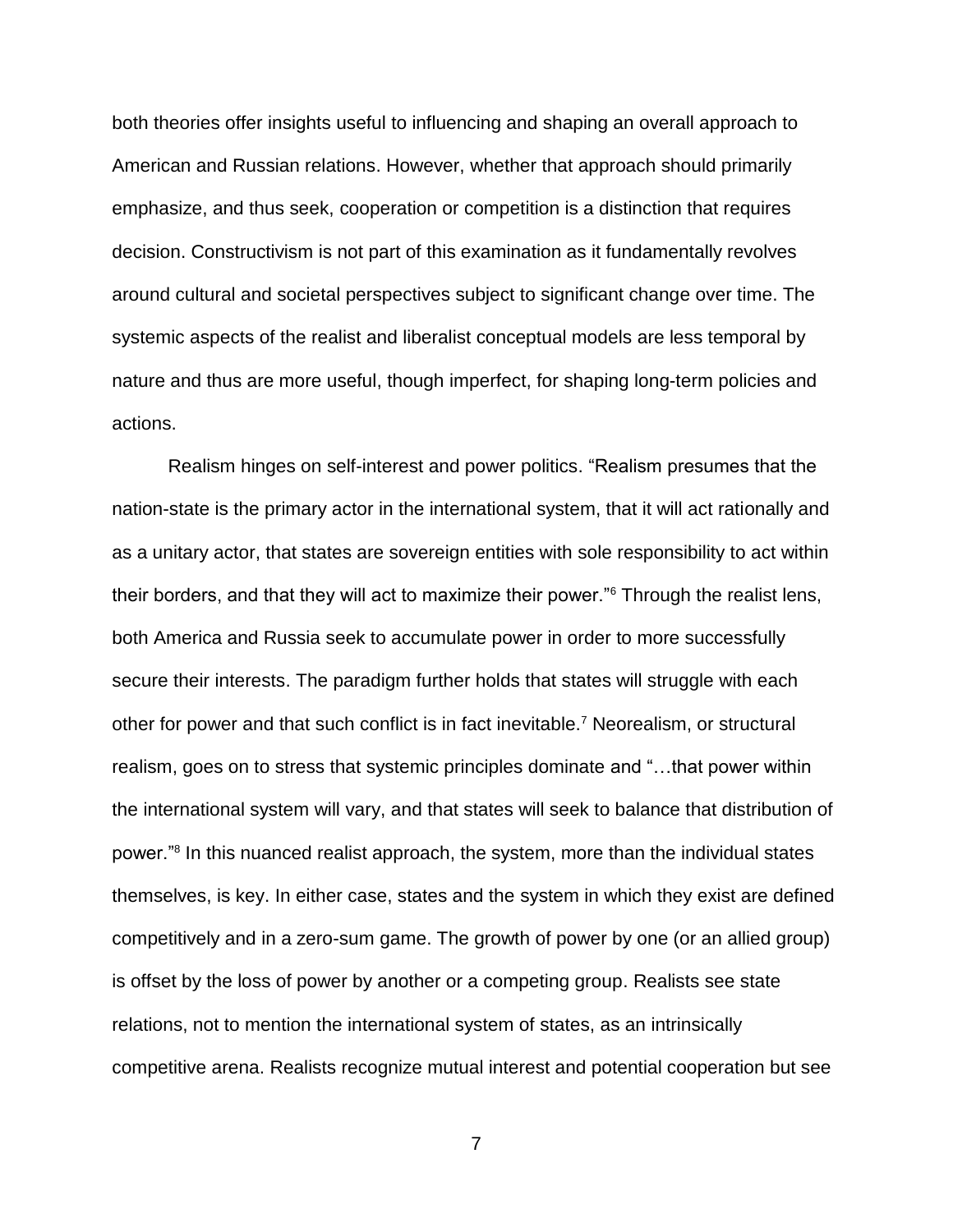both theories offer insights useful to influencing and shaping an overall approach to American and Russian relations. However, whether that approach should primarily emphasize, and thus seek, cooperation or competition is a distinction that requires decision. Constructivism is not part of this examination as it fundamentally revolves around cultural and societal perspectives subject to significant change over time. The systemic aspects of the realist and liberalist conceptual models are less temporal by nature and thus are more useful, though imperfect, for shaping long-term policies and actions.

Realism hinges on self-interest and power politics. "Realism presumes that the nation-state is the primary actor in the international system, that it will act rationally and as a unitary actor, that states are sovereign entities with sole responsibility to act within their borders, and that they will act to maximize their power."[6] Through the realist lens, both America and Russia seek to accumulate power in order to more successfully secure their interests. The paradigm further holds that states will struggle with each other for power and that such conflict is in fact inevitable.[7] Neorealism, or structural realism, goes on to stress that systemic principles dominate and "…that power within the international system will vary, and that states will seek to balance that distribution of power."[8] In this nuanced realist approach, the system, more than the individual states themselves, is key. In either case, states and the system in which they exist are defined competitively and in a zero-sum game. The growth of power by one (or an allied group) is offset by the loss of power by another or a competing group. Realists see state relations, not to mention the international system of states, as an intrinsically competitive arena. Realists recognize mutual interest and potential cooperation but see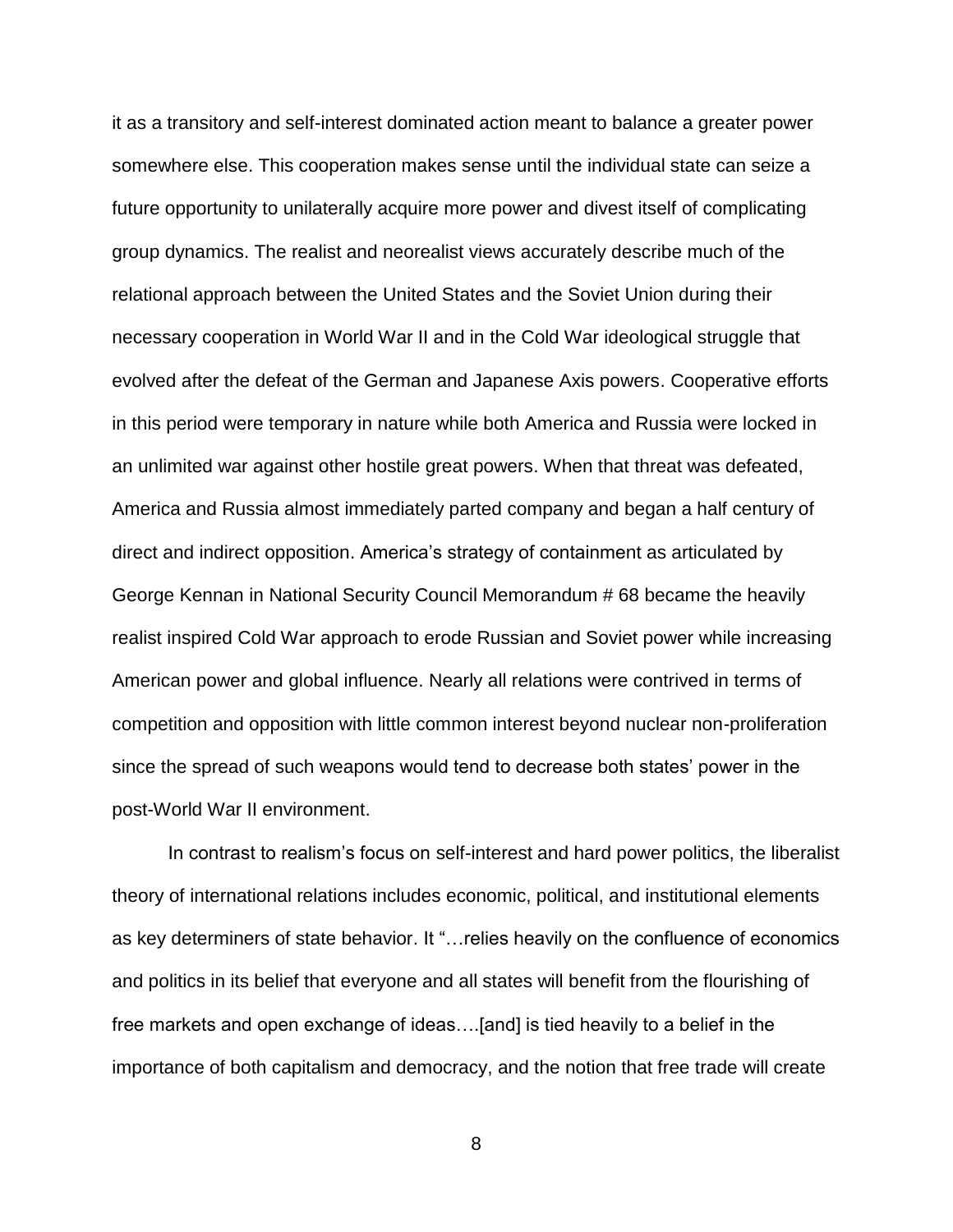it as a transitory and self-interest dominated action meant to balance a greater power somewhere else. This cooperation makes sense until the individual state can seize a future opportunity to unilaterally acquire more power and divest itself of complicating group dynamics. The realist and neorealist views accurately describe much of the relational approach between the United States and the Soviet Union during their necessary cooperation in World War II and in the Cold War ideological struggle that evolved after the defeat of the German and Japanese Axis powers. Cooperative efforts in this period were temporary in nature while both America and Russia were locked in an unlimited war against other hostile great powers. When that threat was defeated, America and Russia almost immediately parted company and began a half century of direct and indirect opposition. America's strategy of containment as articulated by George Kennan in National Security Council Memorandum # 68 became the heavily realist inspired Cold War approach to erode Russian and Soviet power while increasing American power and global influence. Nearly all relations were contrived in terms of competition and opposition with little common interest beyond nuclear non-proliferation since the spread of such weapons would tend to decrease both states' power in the post-World War II environment.

In contrast to realism's focus on self-interest and hard power politics, the liberalist theory of international relations includes economic, political, and institutional elements as key determiners of state behavior. It "…relies heavily on the confluence of economics and politics in its belief that everyone and all states will benefit from the flourishing of free markets and open exchange of ideas….[and] is tied heavily to a belief in the importance of both capitalism and democracy, and the notion that free trade will create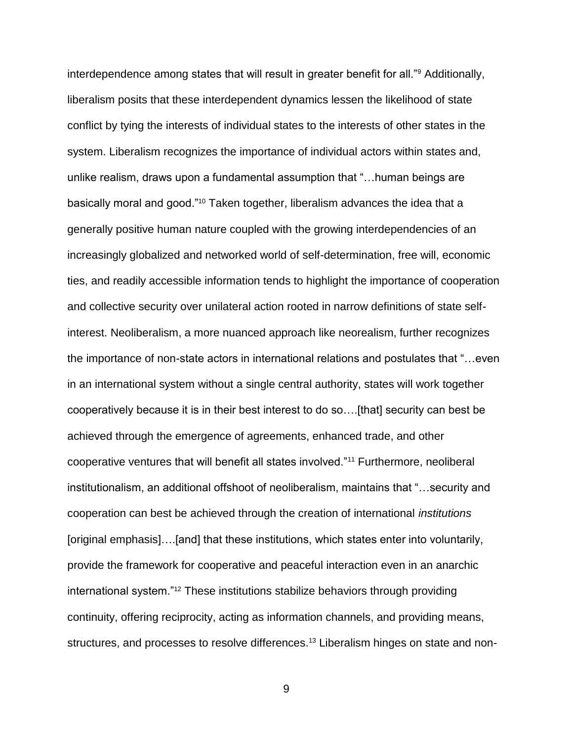interdependence among states that will result in greater benefit for all."[9] Additionally, liberalism posits that these interdependent dynamics lessen the likelihood of state conflict by tying the interests of individual states to the interests of other states in the system. Liberalism recognizes the importance of individual actors within states and, unlike realism, draws upon a fundamental assumption that "…human beings are basically moral and good."[10] Taken together, liberalism advances the idea that a generally positive human nature coupled with the growing interdependencies of an increasingly globalized and networked world of self-determination, free will, economic ties, and readily accessible information tends to highlight the importance of cooperation and collective security over unilateral action rooted in narrow definitions of state self-interest. Neoliberalism, a more nuanced approach like neorealism, further recognizes the importance of non-state actors in international relations and postulates that "…even in an international system without a single central authority, states will work together cooperatively because it is in their best interest to do so….[that] security can best be achieved through the emergence of agreements, enhanced trade, and other cooperative ventures that will benefit all states involved."[11] Furthermore, neoliberal institutionalism, an additional offshoot of neoliberalism, maintains that "…security and cooperation can best be achieved through the creation of international *institutions* [original emphasis]….[and] that these institutions, which states enter into voluntarily, provide the framework for cooperative and peaceful interaction even in an anarchic international system."[12] These institutions stabilize behaviors through providing continuity, offering reciprocity, acting as information channels, and providing means, structures, and processes to resolve differences.[13] Liberalism hinges on state and non-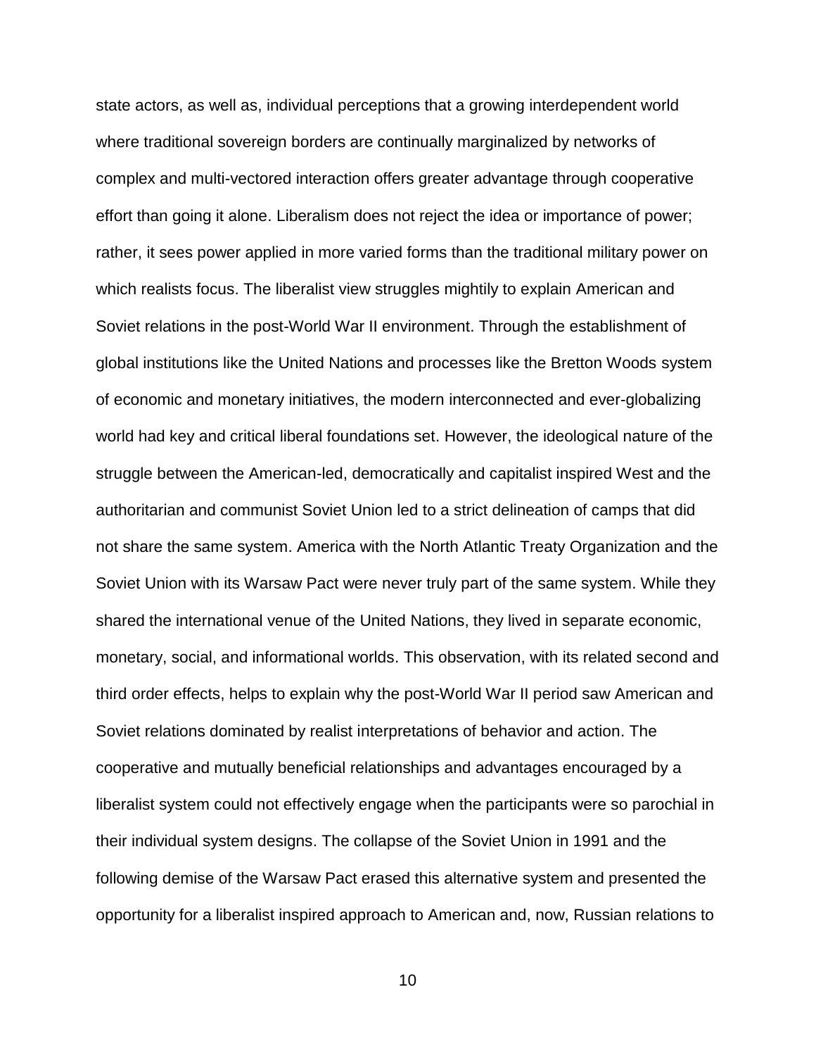state actors, as well as, individual perceptions that a growing interdependent world where traditional sovereign borders are continually marginalized by networks of complex and multi-vectored interaction offers greater advantage through cooperative effort than going it alone. Liberalism does not reject the idea or importance of power; rather, it sees power applied in more varied forms than the traditional military power on which realists focus. The liberalist view struggles mightily to explain American and Soviet relations in the post-World War II environment. Through the establishment of global institutions like the United Nations and processes like the Bretton Woods system of economic and monetary initiatives, the modern interconnected and ever-globalizing world had key and critical liberal foundations set. However, the ideological nature of the struggle between the American-led, democratically and capitalist inspired West and the authoritarian and communist Soviet Union led to a strict delineation of camps that did not share the same system. America with the North Atlantic Treaty Organization and the Soviet Union with its Warsaw Pact were never truly part of the same system. While they shared the international venue of the United Nations, they lived in separate economic, monetary, social, and informational worlds. This observation, with its related second and third order effects, helps to explain why the post-World War II period saw American and Soviet relations dominated by realist interpretations of behavior and action. The cooperative and mutually beneficial relationships and advantages encouraged by a liberalist system could not effectively engage when the participants were so parochial in their individual system designs. The collapse of the Soviet Union in 1991 and the following demise of the Warsaw Pact erased this alternative system and presented the opportunity for a liberalist inspired approach to American and, now, Russian relations to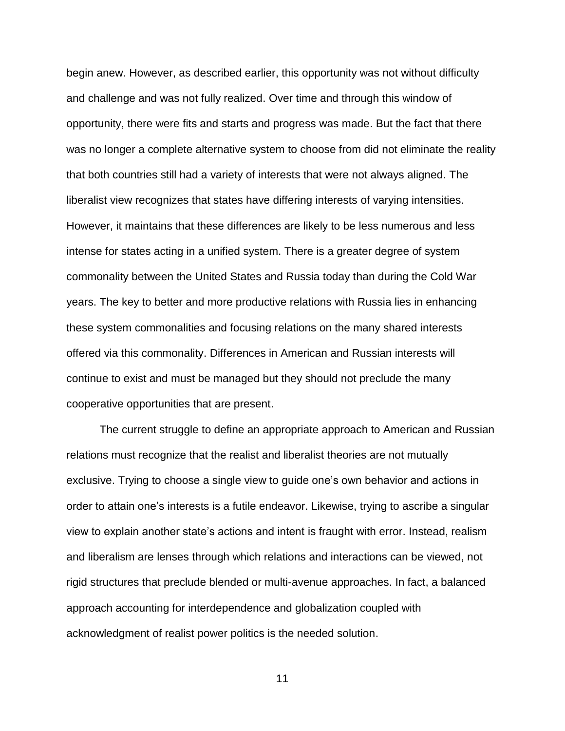begin anew. However, as described earlier, this opportunity was not without difficulty and challenge and was not fully realized. Over time and through this window of opportunity, there were fits and starts and progress was made. But the fact that there was no longer a complete alternative system to choose from did not eliminate the reality that both countries still had a variety of interests that were not always aligned. The liberalist view recognizes that states have differing interests of varying intensities. However, it maintains that these differences are likely to be less numerous and less intense for states acting in a unified system. There is a greater degree of system commonality between the United States and Russia today than during the Cold War years. The key to better and more productive relations with Russia lies in enhancing these system commonalities and focusing relations on the many shared interests offered via this commonality. Differences in American and Russian interests will continue to exist and must be managed but they should not preclude the many cooperative opportunities that are present.

The current struggle to define an appropriate approach to American and Russian relations must recognize that the realist and liberalist theories are not mutually exclusive. Trying to choose a single view to guide one's own behavior and actions in order to attain one's interests is a futile endeavor. Likewise, trying to ascribe a singular view to explain another state's actions and intent is fraught with error. Instead, realism and liberalism are lenses through which relations and interactions can be viewed, not rigid structures that preclude blended or multi-avenue approaches. In fact, a balanced approach accounting for interdependence and globalization coupled with acknowledgment of realist power politics is the needed solution.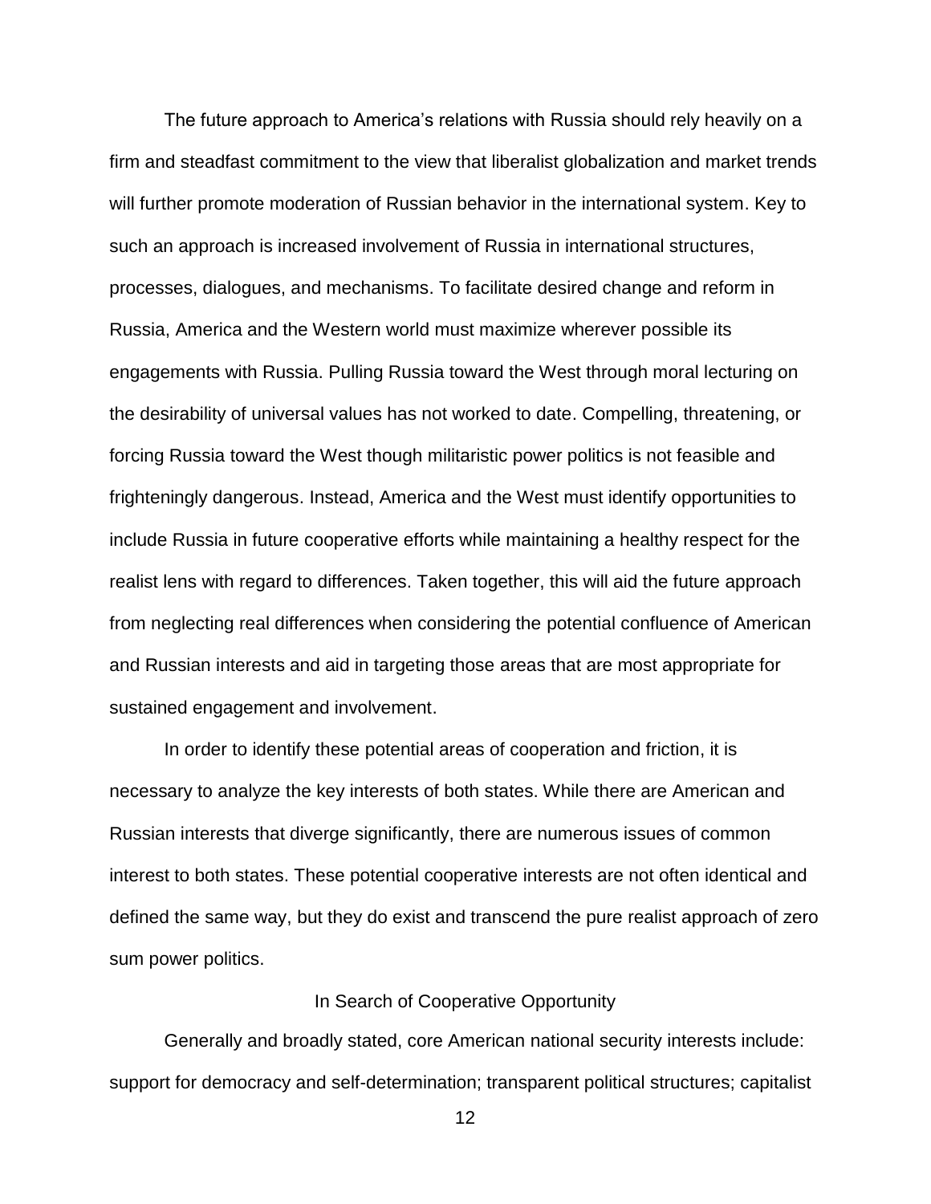The future approach to America's relations with Russia should rely heavily on a firm and steadfast commitment to the view that liberalist globalization and market trends will further promote moderation of Russian behavior in the international system. Key to such an approach is increased involvement of Russia in international structures, processes, dialogues, and mechanisms. To facilitate desired change and reform in Russia, America and the Western world must maximize wherever possible its engagements with Russia. Pulling Russia toward the West through moral lecturing on the desirability of universal values has not worked to date. Compelling, threatening, or forcing Russia toward the West though militaristic power politics is not feasible and frighteningly dangerous. Instead, America and the West must identify opportunities to include Russia in future cooperative efforts while maintaining a healthy respect for the realist lens with regard to differences. Taken together, this will aid the future approach from neglecting real differences when considering the potential confluence of American and Russian interests and aid in targeting those areas that are most appropriate for sustained engagement and involvement.

In order to identify these potential areas of cooperation and friction, it is necessary to analyze the key interests of both states. While there are American and Russian interests that diverge significantly, there are numerous issues of common interest to both states. These potential cooperative interests are not often identical and defined the same way, but they do exist and transcend the pure realist approach of zero sum power politics.

## In Search of Cooperative Opportunity

Generally and broadly stated, core American national security interests include: support for democracy and self-determination; transparent political structures; capitalist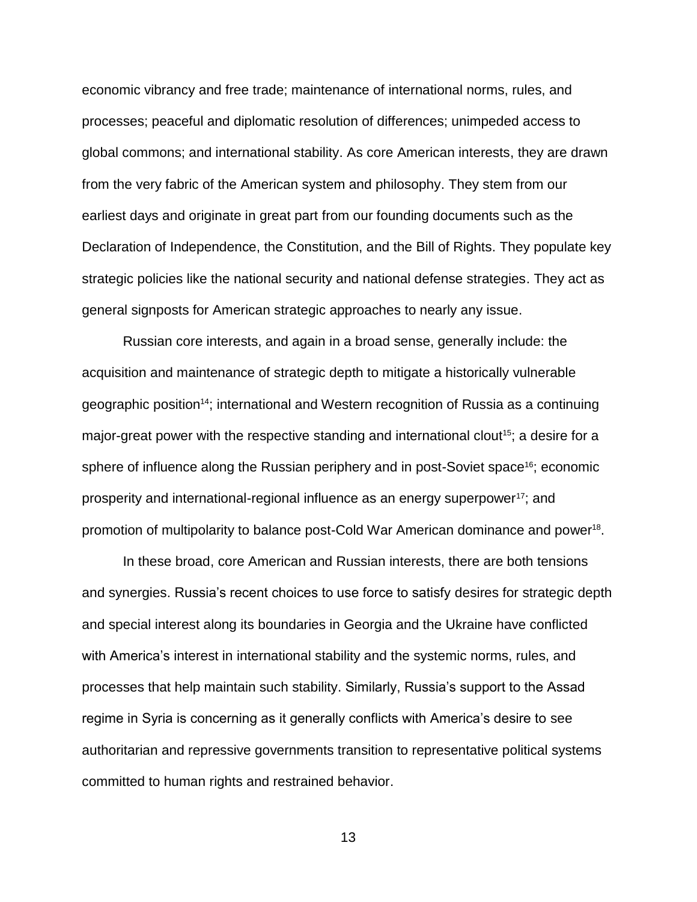economic vibrancy and free trade; maintenance of international norms, rules, and processes; peaceful and diplomatic resolution of differences; unimpeded access to global commons; and international stability. As core American interests, they are drawn from the very fabric of the American system and philosophy. They stem from our earliest days and originate in great part from our founding documents such as the Declaration of Independence, the Constitution, and the Bill of Rights. They populate key strategic policies like the national security and national defense strategies. They act as general signposts for American strategic approaches to nearly any issue.

Russian core interests, and again in a broad sense, generally include: the acquisition and maintenance of strategic depth to mitigate a historically vulnerable geographic position[14]; international and Western recognition of Russia as a continuing major-great power with the respective standing and international clout[15]; a desire for a sphere of influence along the Russian periphery and in post-Soviet space[16]; economic prosperity and international-regional influence as an energy superpower[17]; and promotion of multipolarity to balance post-Cold War American dominance and power[18].

In these broad, core American and Russian interests, there are both tensions and synergies. Russia's recent choices to use force to satisfy desires for strategic depth and special interest along its boundaries in Georgia and the Ukraine have conflicted with America's interest in international stability and the systemic norms, rules, and processes that help maintain such stability. Similarly, Russia's support to the Assad regime in Syria is concerning as it generally conflicts with America's desire to see authoritarian and repressive governments transition to representative political systems committed to human rights and restrained behavior.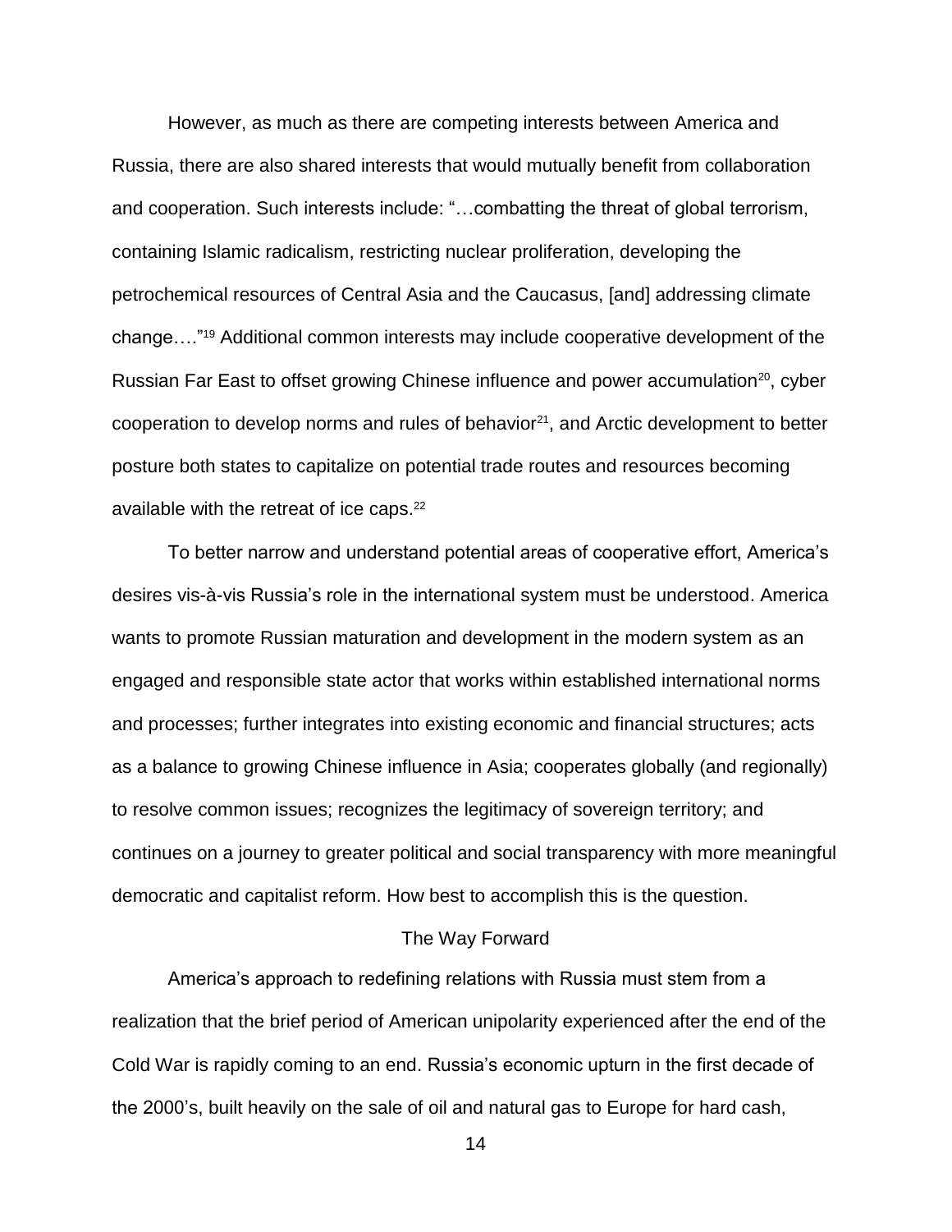However, as much as there are competing interests between America and Russia, there are also shared interests that would mutually benefit from collaboration and cooperation. Such interests include: "…combatting the threat of global terrorism, containing Islamic radicalism, restricting nuclear proliferation, developing the petrochemical resources of Central Asia and the Caucasus, [and] addressing climate change…."[19] Additional common interests may include cooperative development of the Russian Far East to offset growing Chinese influence and power accumulation[20], cyber cooperation to develop norms and rules of behavior[21], and Arctic development to better posture both states to capitalize on potential trade routes and resources becoming available with the retreat of ice caps.[22]

To better narrow and understand potential areas of cooperative effort, America's desires vis-à-vis Russia's role in the international system must be understood. America wants to promote Russian maturation and development in the modern system as an engaged and responsible state actor that works within established international norms and processes; further integrates into existing economic and financial structures; acts as a balance to growing Chinese influence in Asia; cooperates globally (and regionally) to resolve common issues; recognizes the legitimacy of sovereign territory; and continues on a journey to greater political and social transparency with more meaningful democratic and capitalist reform. How best to accomplish this is the question.

## The Way Forward

America's approach to redefining relations with Russia must stem from a realization that the brief period of American unipolarity experienced after the end of the Cold War is rapidly coming to an end. Russia's economic upturn in the first decade of the 2000's, built heavily on the sale of oil and natural gas to Europe for hard cash,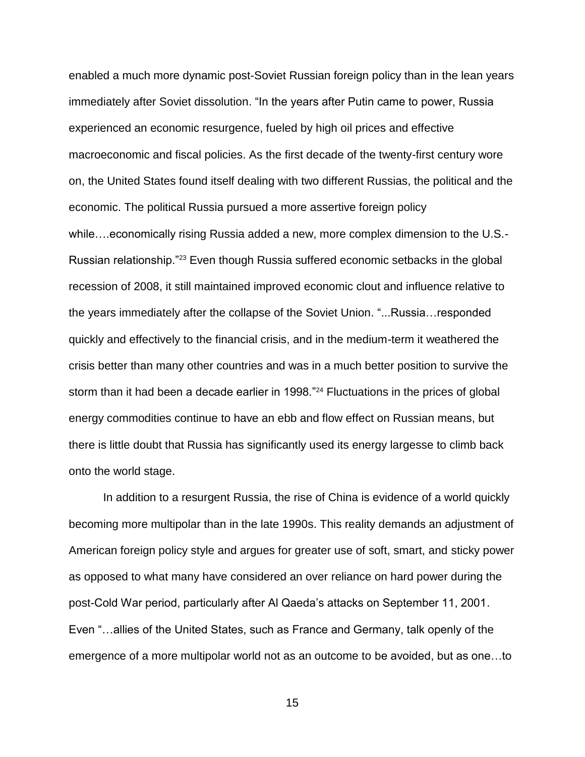enabled a much more dynamic post-Soviet Russian foreign policy than in the lean years immediately after Soviet dissolution. "In the years after Putin came to power, Russia experienced an economic resurgence, fueled by high oil prices and effective macroeconomic and fiscal policies. As the first decade of the twenty-first century wore on, the United States found itself dealing with two different Russias, the political and the economic. The political Russia pursued a more assertive foreign policy while….economically rising Russia added a new, more complex dimension to the U.S.-Russian relationship."[23] Even though Russia suffered economic setbacks in the global recession of 2008, it still maintained improved economic clout and influence relative to the years immediately after the collapse of the Soviet Union. "...Russia…responded quickly and effectively to the financial crisis, and in the medium-term it weathered the crisis better than many other countries and was in a much better position to survive the storm than it had been a decade earlier in 1998."[24] Fluctuations in the prices of global energy commodities continue to have an ebb and flow effect on Russian means, but there is little doubt that Russia has significantly used its energy largesse to climb back onto the world stage.

In addition to a resurgent Russia, the rise of China is evidence of a world quickly becoming more multipolar than in the late 1990s. This reality demands an adjustment of American foreign policy style and argues for greater use of soft, smart, and sticky power as opposed to what many have considered an over reliance on hard power during the post-Cold War period, particularly after Al Qaeda's attacks on September 11, 2001. Even "…allies of the United States, such as France and Germany, talk openly of the emergence of a more multipolar world not as an outcome to be avoided, but as one…to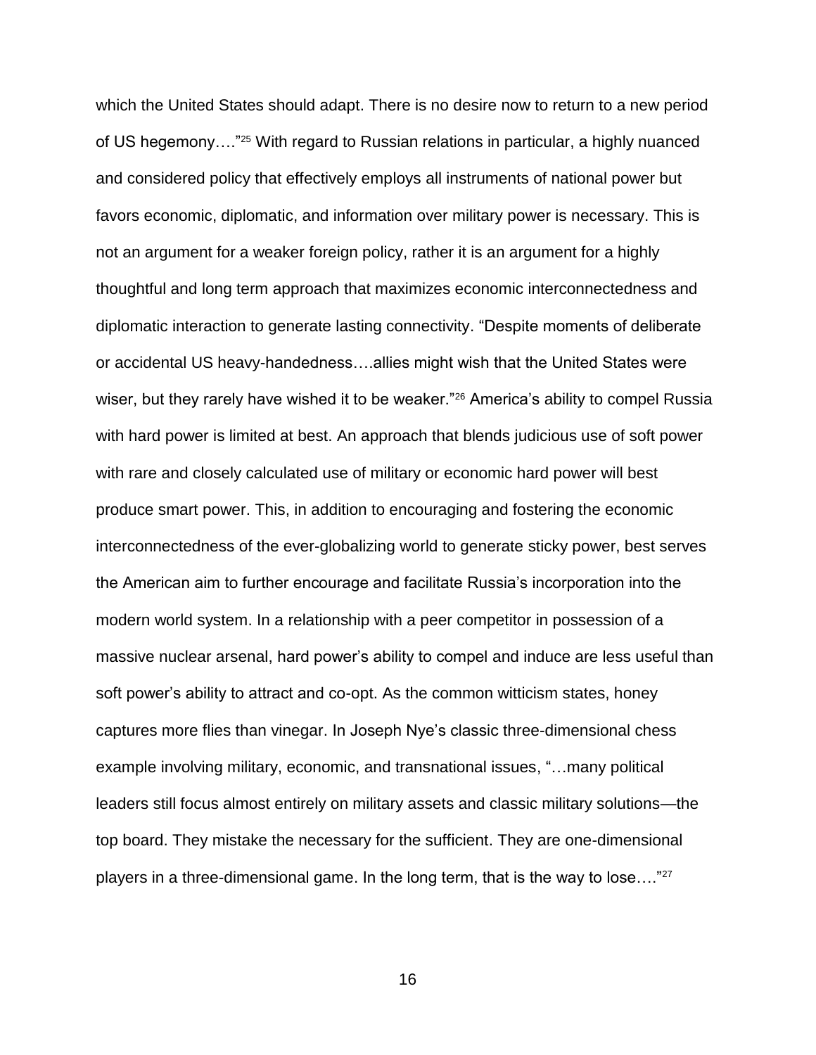which the United States should adapt. There is no desire now to return to a new period of US hegemony…."[25] With regard to Russian relations in particular, a highly nuanced and considered policy that effectively employs all instruments of national power but favors economic, diplomatic, and information over military power is necessary. This is not an argument for a weaker foreign policy, rather it is an argument for a highly thoughtful and long term approach that maximizes economic interconnectedness and diplomatic interaction to generate lasting connectivity. "Despite moments of deliberate or accidental US heavy-handedness….allies might wish that the United States were wiser, but they rarely have wished it to be weaker."[26] America's ability to compel Russia with hard power is limited at best. An approach that blends judicious use of soft power with rare and closely calculated use of military or economic hard power will best produce smart power. This, in addition to encouraging and fostering the economic interconnectedness of the ever-globalizing world to generate sticky power, best serves the American aim to further encourage and facilitate Russia's incorporation into the modern world system. In a relationship with a peer competitor in possession of a massive nuclear arsenal, hard power's ability to compel and induce are less useful than soft power's ability to attract and co-opt. As the common witticism states, honey captures more flies than vinegar. In Joseph Nye's classic three-dimensional chess example involving military, economic, and transnational issues, "…many political leaders still focus almost entirely on military assets and classic military solutions—the top board. They mistake the necessary for the sufficient. They are one-dimensional players in a three-dimensional game. In the long term, that is the way to lose…."[27]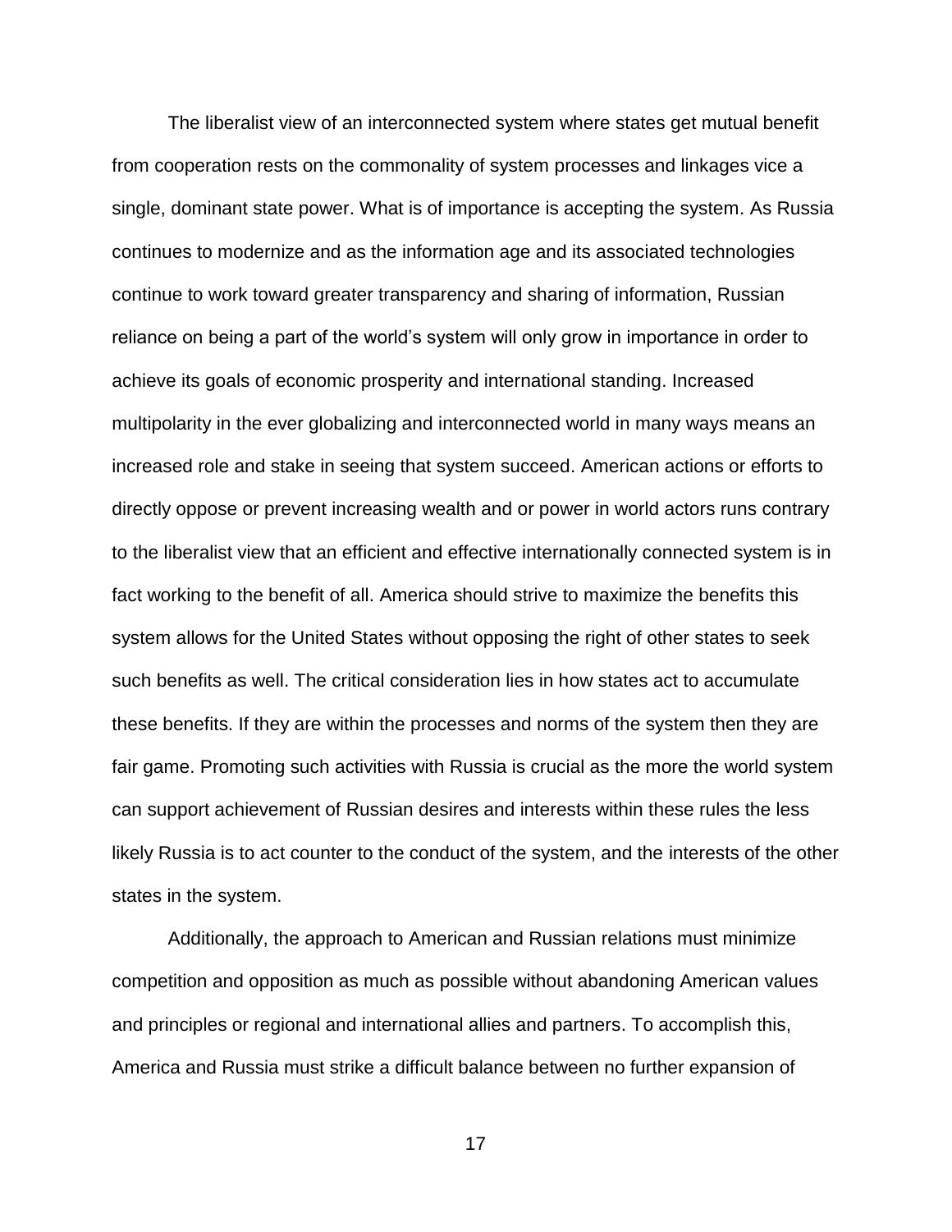The liberalist view of an interconnected system where states get mutual benefit from cooperation rests on the commonality of system processes and linkages vice a single, dominant state power. What is of importance is accepting the system. As Russia continues to modernize and as the information age and its associated technologies continue to work toward greater transparency and sharing of information, Russian reliance on being a part of the world's system will only grow in importance in order to achieve its goals of economic prosperity and international standing. Increased multipolarity in the ever globalizing and interconnected world in many ways means an increased role and stake in seeing that system succeed. American actions or efforts to directly oppose or prevent increasing wealth and or power in world actors runs contrary to the liberalist view that an efficient and effective internationally connected system is in fact working to the benefit of all. America should strive to maximize the benefits this system allows for the United States without opposing the right of other states to seek such benefits as well. The critical consideration lies in how states act to accumulate these benefits. If they are within the processes and norms of the system then they are fair game. Promoting such activities with Russia is crucial as the more the world system can support achievement of Russian desires and interests within these rules the less likely Russia is to act counter to the conduct of the system, and the interests of the other states in the system.

Additionally, the approach to American and Russian relations must minimize competition and opposition as much as possible without abandoning American values and principles or regional and international allies and partners. To accomplish this, America and Russia must strike a difficult balance between no further expansion of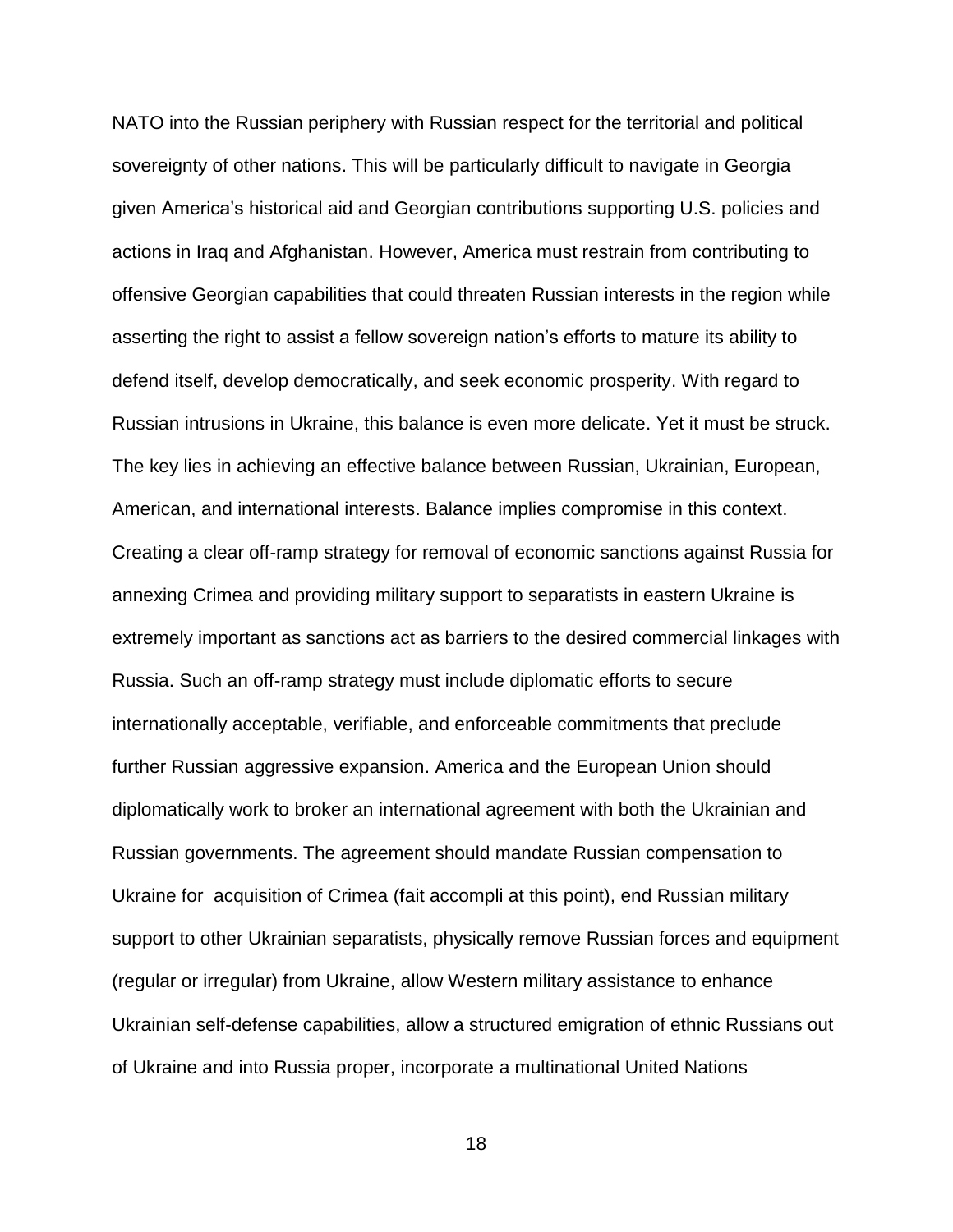NATO into the Russian periphery with Russian respect for the territorial and political sovereignty of other nations. This will be particularly difficult to navigate in Georgia given America's historical aid and Georgian contributions supporting U.S. policies and actions in Iraq and Afghanistan. However, America must restrain from contributing to offensive Georgian capabilities that could threaten Russian interests in the region while asserting the right to assist a fellow sovereign nation's efforts to mature its ability to defend itself, develop democratically, and seek economic prosperity. With regard to Russian intrusions in Ukraine, this balance is even more delicate. Yet it must be struck. The key lies in achieving an effective balance between Russian, Ukrainian, European, American, and international interests. Balance implies compromise in this context. Creating a clear off-ramp strategy for removal of economic sanctions against Russia for annexing Crimea and providing military support to separatists in eastern Ukraine is extremely important as sanctions act as barriers to the desired commercial linkages with Russia. Such an off-ramp strategy must include diplomatic efforts to secure internationally acceptable, verifiable, and enforceable commitments that preclude further Russian aggressive expansion. America and the European Union should diplomatically work to broker an international agreement with both the Ukrainian and Russian governments. The agreement should mandate Russian compensation to Ukraine for acquisition of Crimea (fait accompli at this point), end Russian military support to other Ukrainian separatists, physically remove Russian forces and equipment (regular or irregular) from Ukraine, allow Western military assistance to enhance Ukrainian self-defense capabilities, allow a structured emigration of ethnic Russians out of Ukraine and into Russia proper, incorporate a multinational United Nations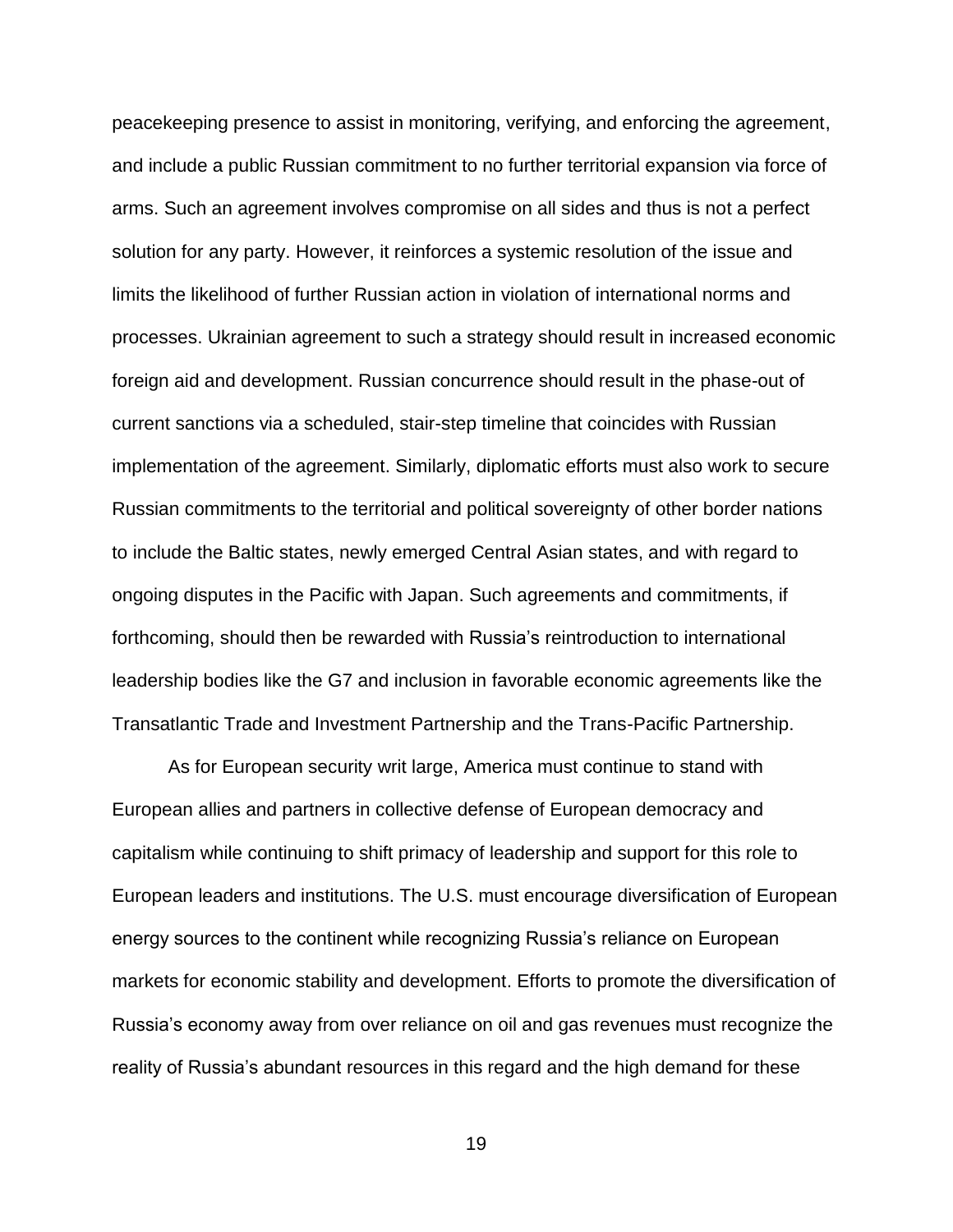peacekeeping presence to assist in monitoring, verifying, and enforcing the agreement, and include a public Russian commitment to no further territorial expansion via force of arms. Such an agreement involves compromise on all sides and thus is not a perfect solution for any party. However, it reinforces a systemic resolution of the issue and limits the likelihood of further Russian action in violation of international norms and processes. Ukrainian agreement to such a strategy should result in increased economic foreign aid and development. Russian concurrence should result in the phase-out of current sanctions via a scheduled, stair-step timeline that coincides with Russian implementation of the agreement. Similarly, diplomatic efforts must also work to secure Russian commitments to the territorial and political sovereignty of other border nations to include the Baltic states, newly emerged Central Asian states, and with regard to ongoing disputes in the Pacific with Japan. Such agreements and commitments, if forthcoming, should then be rewarded with Russia's reintroduction to international leadership bodies like the G7 and inclusion in favorable economic agreements like the Transatlantic Trade and Investment Partnership and the Trans-Pacific Partnership.

As for European security writ large, America must continue to stand with European allies and partners in collective defense of European democracy and capitalism while continuing to shift primacy of leadership and support for this role to European leaders and institutions. The U.S. must encourage diversification of European energy sources to the continent while recognizing Russia's reliance on European markets for economic stability and development. Efforts to promote the diversification of Russia's economy away from over reliance on oil and gas revenues must recognize the reality of Russia's abundant resources in this regard and the high demand for these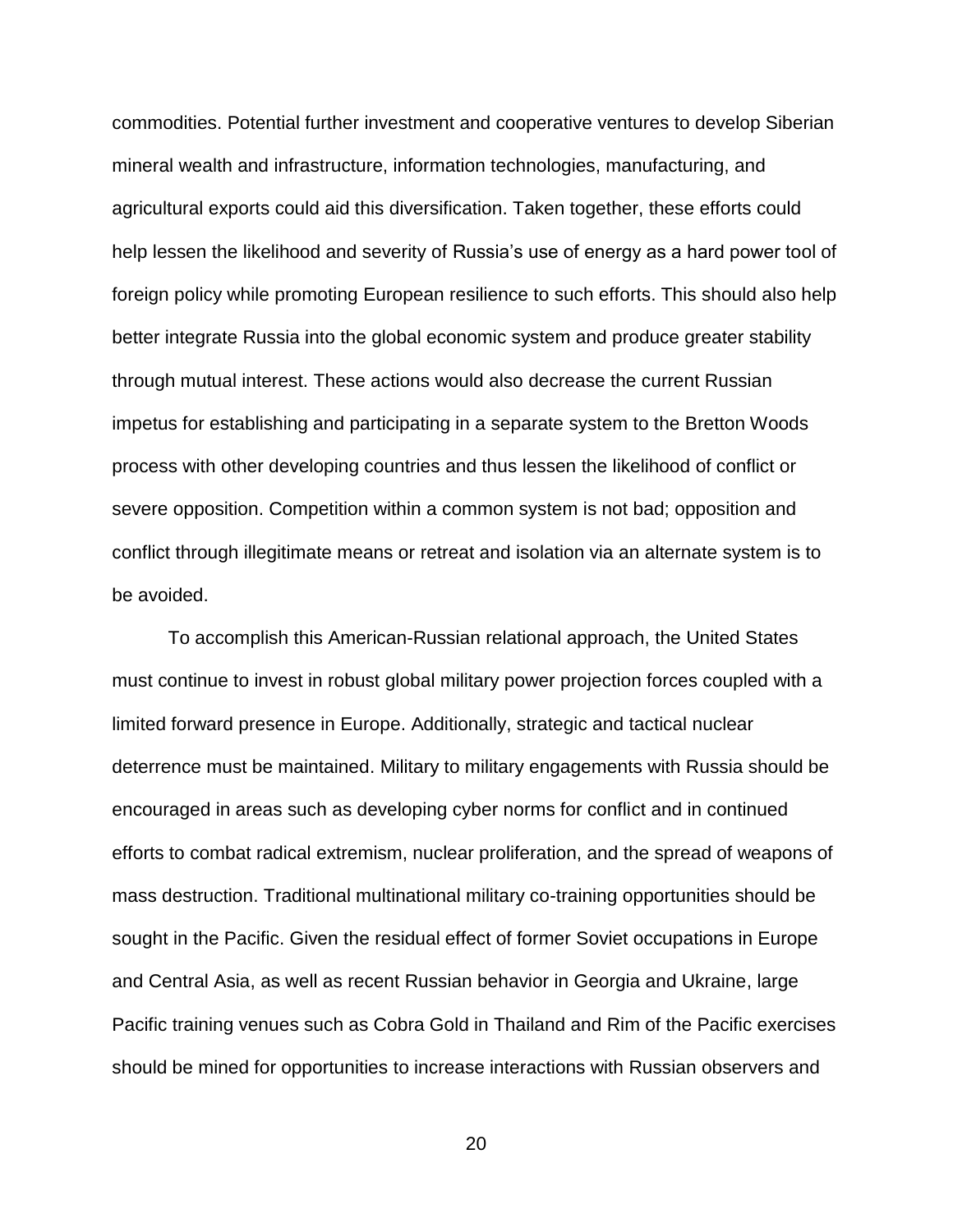commodities. Potential further investment and cooperative ventures to develop Siberian mineral wealth and infrastructure, information technologies, manufacturing, and agricultural exports could aid this diversification. Taken together, these efforts could help lessen the likelihood and severity of Russia's use of energy as a hard power tool of foreign policy while promoting European resilience to such efforts. This should also help better integrate Russia into the global economic system and produce greater stability through mutual interest. These actions would also decrease the current Russian impetus for establishing and participating in a separate system to the Bretton Woods process with other developing countries and thus lessen the likelihood of conflict or severe opposition. Competition within a common system is not bad; opposition and conflict through illegitimate means or retreat and isolation via an alternate system is to be avoided.

To accomplish this American-Russian relational approach, the United States must continue to invest in robust global military power projection forces coupled with a limited forward presence in Europe. Additionally, strategic and tactical nuclear deterrence must be maintained. Military to military engagements with Russia should be encouraged in areas such as developing cyber norms for conflict and in continued efforts to combat radical extremism, nuclear proliferation, and the spread of weapons of mass destruction. Traditional multinational military co-training opportunities should be sought in the Pacific. Given the residual effect of former Soviet occupations in Europe and Central Asia, as well as recent Russian behavior in Georgia and Ukraine, large Pacific training venues such as Cobra Gold in Thailand and Rim of the Pacific exercises should be mined for opportunities to increase interactions with Russian observers and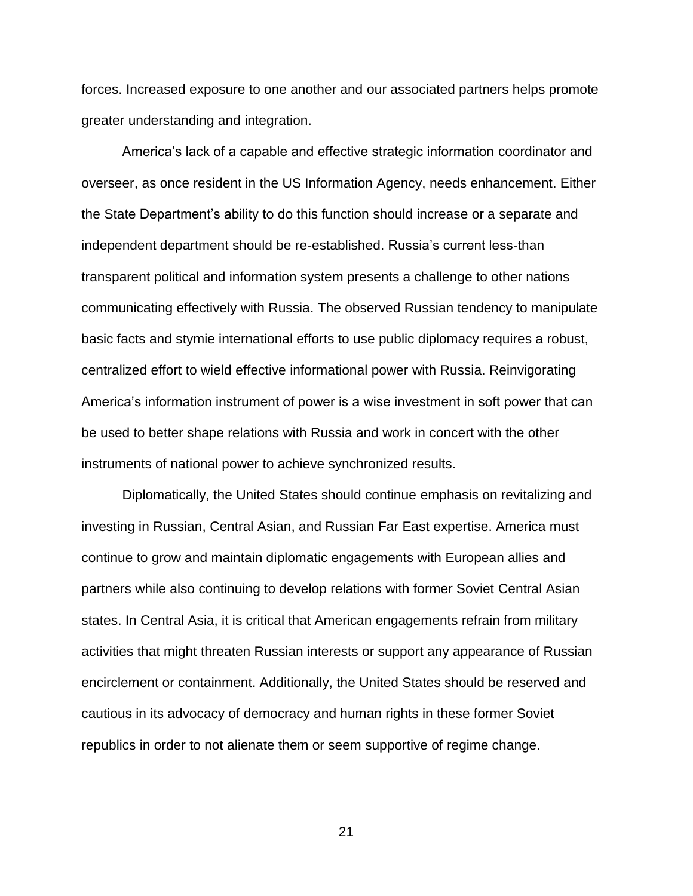forces. Increased exposure to one another and our associated partners helps promote greater understanding and integration.

America's lack of a capable and effective strategic information coordinator and overseer, as once resident in the US Information Agency, needs enhancement. Either the State Department's ability to do this function should increase or a separate and independent department should be re-established. Russia's current less-than transparent political and information system presents a challenge to other nations communicating effectively with Russia. The observed Russian tendency to manipulate basic facts and stymie international efforts to use public diplomacy requires a robust, centralized effort to wield effective informational power with Russia. Reinvigorating America's information instrument of power is a wise investment in soft power that can be used to better shape relations with Russia and work in concert with the other instruments of national power to achieve synchronized results.

Diplomatically, the United States should continue emphasis on revitalizing and investing in Russian, Central Asian, and Russian Far East expertise. America must continue to grow and maintain diplomatic engagements with European allies and partners while also continuing to develop relations with former Soviet Central Asian states. In Central Asia, it is critical that American engagements refrain from military activities that might threaten Russian interests or support any appearance of Russian encirclement or containment. Additionally, the United States should be reserved and cautious in its advocacy of democracy and human rights in these former Soviet republics in order to not alienate them or seem supportive of regime change.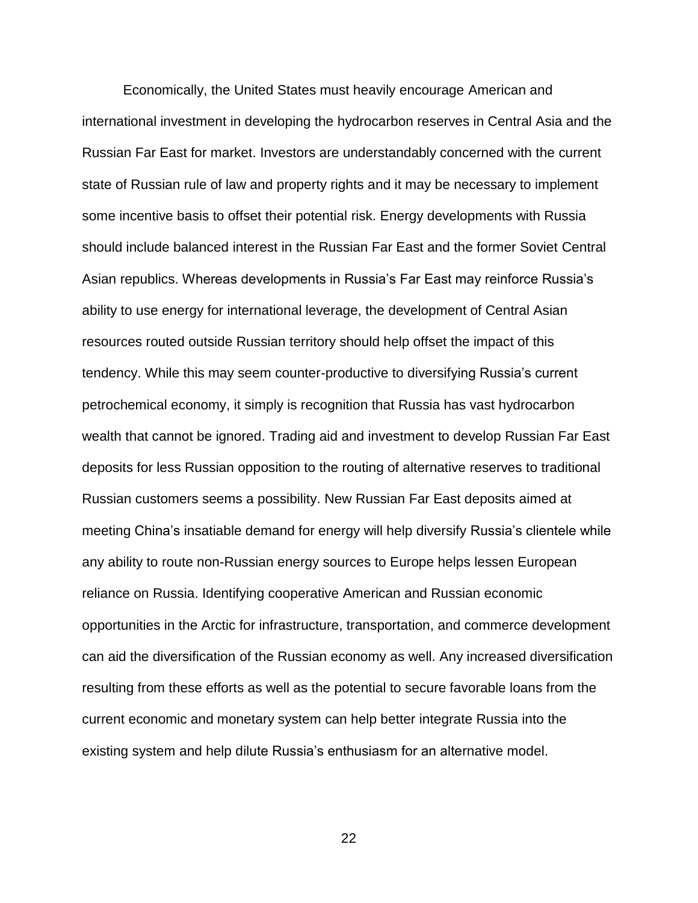Economically, the United States must heavily encourage American and international investment in developing the hydrocarbon reserves in Central Asia and the Russian Far East for market. Investors are understandably concerned with the current state of Russian rule of law and property rights and it may be necessary to implement some incentive basis to offset their potential risk. Energy developments with Russia should include balanced interest in the Russian Far East and the former Soviet Central Asian republics. Whereas developments in Russia's Far East may reinforce Russia's ability to use energy for international leverage, the development of Central Asian resources routed outside Russian territory should help offset the impact of this tendency. While this may seem counter-productive to diversifying Russia's current petrochemical economy, it simply is recognition that Russia has vast hydrocarbon wealth that cannot be ignored. Trading aid and investment to develop Russian Far East deposits for less Russian opposition to the routing of alternative reserves to traditional Russian customers seems a possibility. New Russian Far East deposits aimed at meeting China's insatiable demand for energy will help diversify Russia's clientele while any ability to route non-Russian energy sources to Europe helps lessen European reliance on Russia. Identifying cooperative American and Russian economic opportunities in the Arctic for infrastructure, transportation, and commerce development can aid the diversification of the Russian economy as well. Any increased diversification resulting from these efforts as well as the potential to secure favorable loans from the current economic and monetary system can help better integrate Russia into the existing system and help dilute Russia's enthusiasm for an alternative model.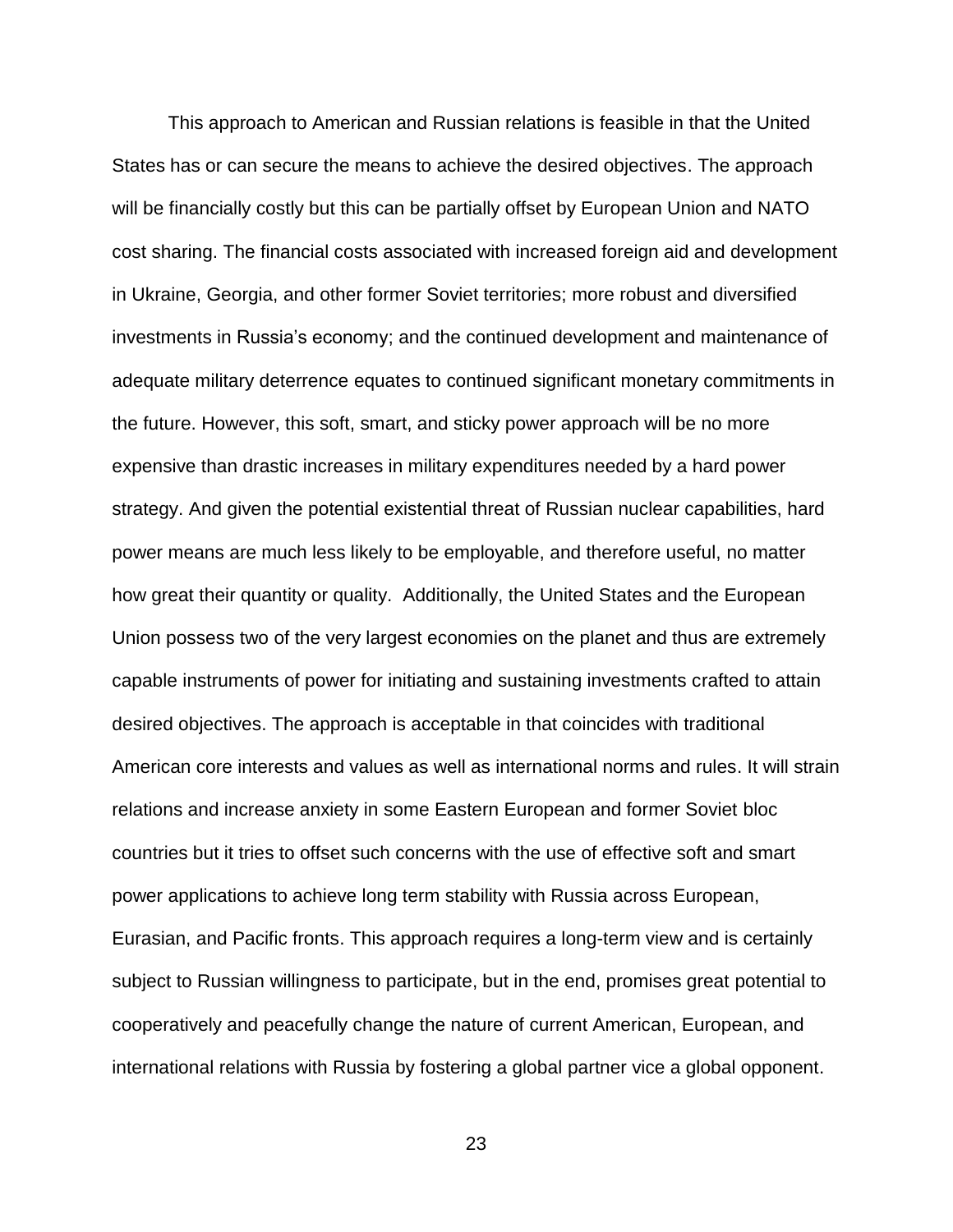This approach to American and Russian relations is feasible in that the United States has or can secure the means to achieve the desired objectives. The approach will be financially costly but this can be partially offset by European Union and NATO cost sharing. The financial costs associated with increased foreign aid and development in Ukraine, Georgia, and other former Soviet territories; more robust and diversified investments in Russia's economy; and the continued development and maintenance of adequate military deterrence equates to continued significant monetary commitments in the future. However, this soft, smart, and sticky power approach will be no more expensive than drastic increases in military expenditures needed by a hard power strategy. And given the potential existential threat of Russian nuclear capabilities, hard power means are much less likely to be employable, and therefore useful, no matter how great their quantity or quality. Additionally, the United States and the European Union possess two of the very largest economies on the planet and thus are extremely capable instruments of power for initiating and sustaining investments crafted to attain desired objectives. The approach is acceptable in that coincides with traditional American core interests and values as well as international norms and rules. It will strain relations and increase anxiety in some Eastern European and former Soviet bloc countries but it tries to offset such concerns with the use of effective soft and smart power applications to achieve long term stability with Russia across European, Eurasian, and Pacific fronts. This approach requires a long-term view and is certainly subject to Russian willingness to participate, but in the end, promises great potential to cooperatively and peacefully change the nature of current American, European, and international relations with Russia by fostering a global partner vice a global opponent.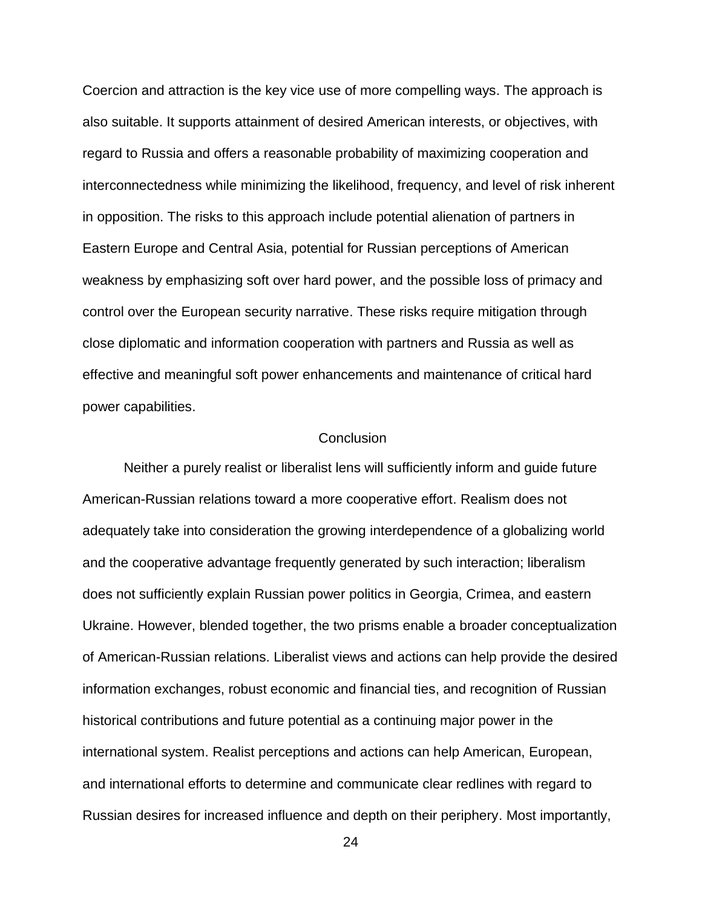Coercion and attraction is the key vice use of more compelling ways. The approach is also suitable. It supports attainment of desired American interests, or objectives, with regard to Russia and offers a reasonable probability of maximizing cooperation and interconnectedness while minimizing the likelihood, frequency, and level of risk inherent in opposition. The risks to this approach include potential alienation of partners in Eastern Europe and Central Asia, potential for Russian perceptions of American weakness by emphasizing soft over hard power, and the possible loss of primacy and control over the European security narrative. These risks require mitigation through close diplomatic and information cooperation with partners and Russia as well as effective and meaningful soft power enhancements and maintenance of critical hard power capabilities.

## Conclusion

Neither a purely realist or liberalist lens will sufficiently inform and guide future American-Russian relations toward a more cooperative effort. Realism does not adequately take into consideration the growing interdependence of a globalizing world and the cooperative advantage frequently generated by such interaction; liberalism does not sufficiently explain Russian power politics in Georgia, Crimea, and eastern Ukraine. However, blended together, the two prisms enable a broader conceptualization of American-Russian relations. Liberalist views and actions can help provide the desired information exchanges, robust economic and financial ties, and recognition of Russian historical contributions and future potential as a continuing major power in the international system. Realist perceptions and actions can help American, European, and international efforts to determine and communicate clear redlines with regard to Russian desires for increased influence and depth on their periphery. Most importantly,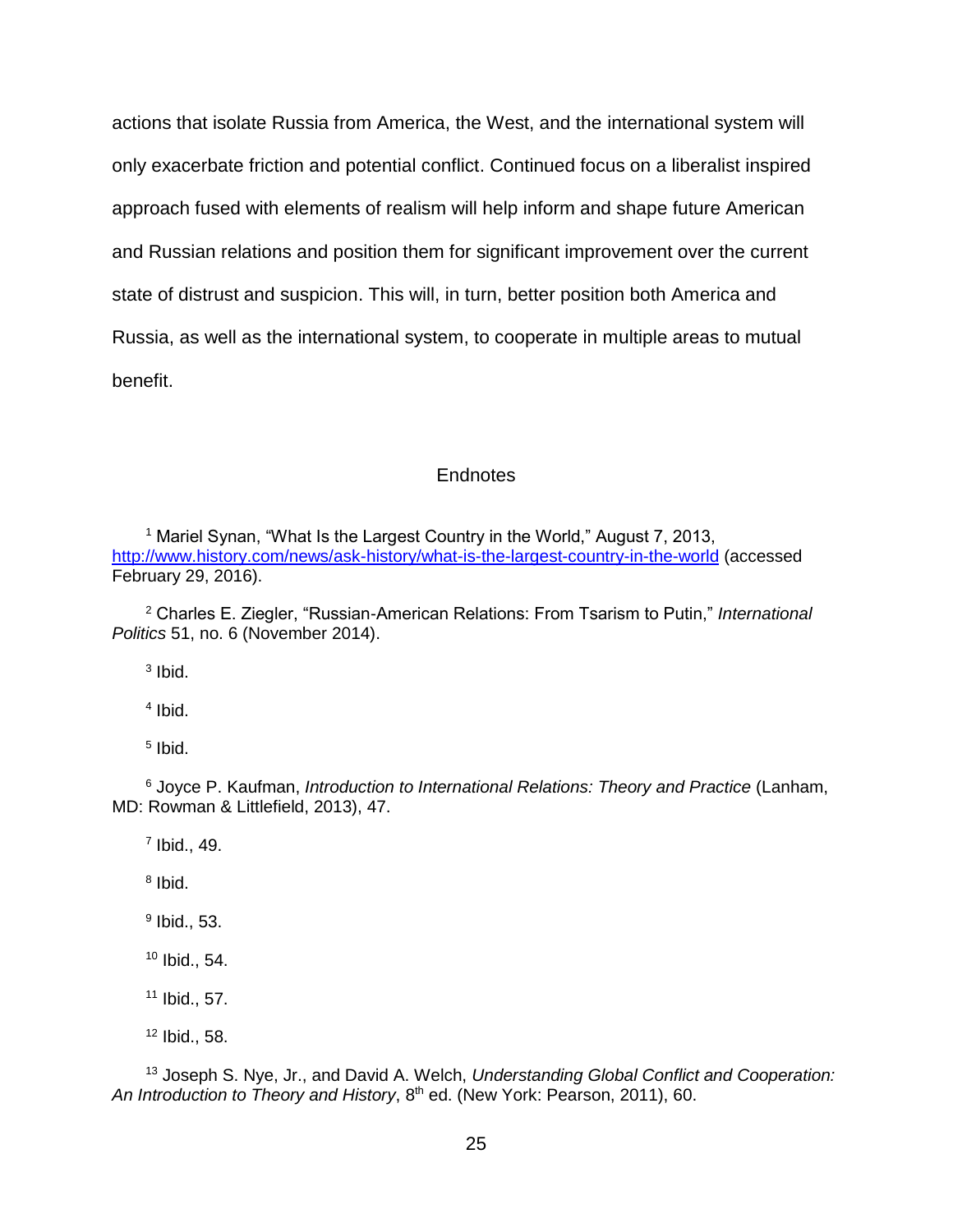actions that isolate Russia from America, the West, and the international system will only exacerbate friction and potential conflict. Continued focus on a liberalist inspired approach fused with elements of realism will help inform and shape future American and Russian relations and position them for significant improvement over the current state of distrust and suspicion. This will, in turn, better position both America and Russia, as well as the international system, to cooperate in multiple areas to mutual benefit.

## Endnotes

[1] Mariel Synan, "What Is the Largest Country in the World," August 7, 2013, http://www.history.com/news/ask-history/what-is-the-largest-country-in-the-world (accessed February 29, 2016).

[2] Charles E. Ziegler, "Russian-American Relations: From Tsarism to Putin," *International Politics* 51, no. 6 (November 2014).

[3] Ibid.

[4] Ibid.

[5] Ibid.

[6] Joyce P. Kaufman, *Introduction to International Relations: Theory and Practice* (Lanham, MD: Rowman & Littlefield, 2013), 47.

[7] Ibid., 49.

[8] Ibid.

[9] Ibid., 53.

[10] Ibid., 54.

[11] Ibid., 57.

[12] Ibid., 58.

[13] Joseph S. Nye, Jr., and David A. Welch, *Understanding Global Conflict and Cooperation: An Introduction to Theory and History*, 8th ed. (New York: Pearson, 2011), 60.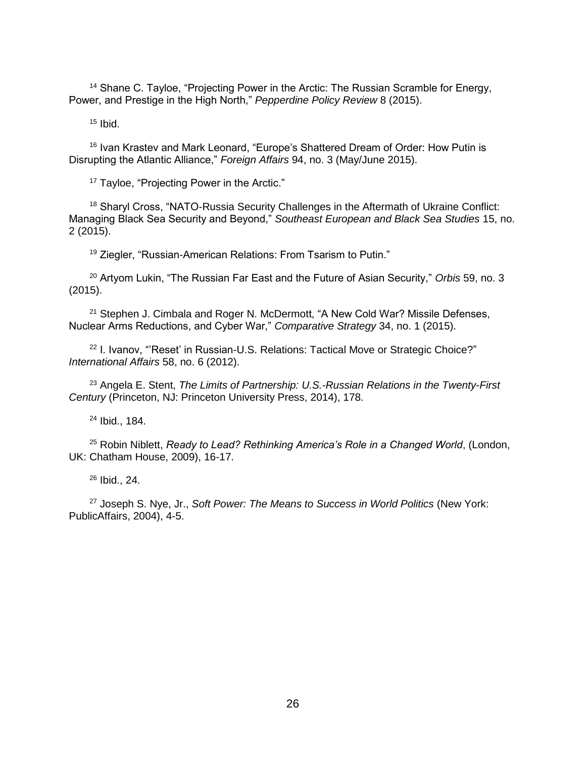[14] Shane C. Tayloe, "Projecting Power in the Arctic: The Russian Scramble for Energy, Power, and Prestige in the High North," *Pepperdine Policy Review* 8 (2015).

[15] Ibid.

[16] Ivan Krastev and Mark Leonard, "Europe's Shattered Dream of Order: How Putin is Disrupting the Atlantic Alliance," *Foreign Affairs* 94, no. 3 (May/June 2015).

[17] Tayloe, "Projecting Power in the Arctic."

[18] Sharyl Cross, "NATO-Russia Security Challenges in the Aftermath of Ukraine Conflict: Managing Black Sea Security and Beyond," *Southeast European and Black Sea Studies* 15, no. 2 (2015).

[19] Ziegler, "Russian-American Relations: From Tsarism to Putin."

[20] Artyom Lukin, "The Russian Far East and the Future of Asian Security," *Orbis* 59, no. 3 (2015).

[21] Stephen J. Cimbala and Roger N. McDermott, "A New Cold War? Missile Defenses, Nuclear Arms Reductions, and Cyber War," *Comparative Strategy* 34, no. 1 (2015).

[22] I. Ivanov, "'Reset' in Russian-U.S. Relations: Tactical Move or Strategic Choice?" *International Affairs* 58, no. 6 (2012).

[23] Angela E. Stent, *The Limits of Partnership: U.S.-Russian Relations in the Twenty-First Century* (Princeton, NJ: Princeton University Press, 2014), 178.

[24] Ibid., 184.

[25] Robin Niblett, *Ready to Lead? Rethinking America's Role in a Changed World*, (London, UK: Chatham House, 2009), 16-17.

[26] Ibid., 24.

[27] Joseph S. Nye, Jr., *Soft Power: The Means to Success in World Politics* (New York: PublicAffairs, 2004), 4-5.